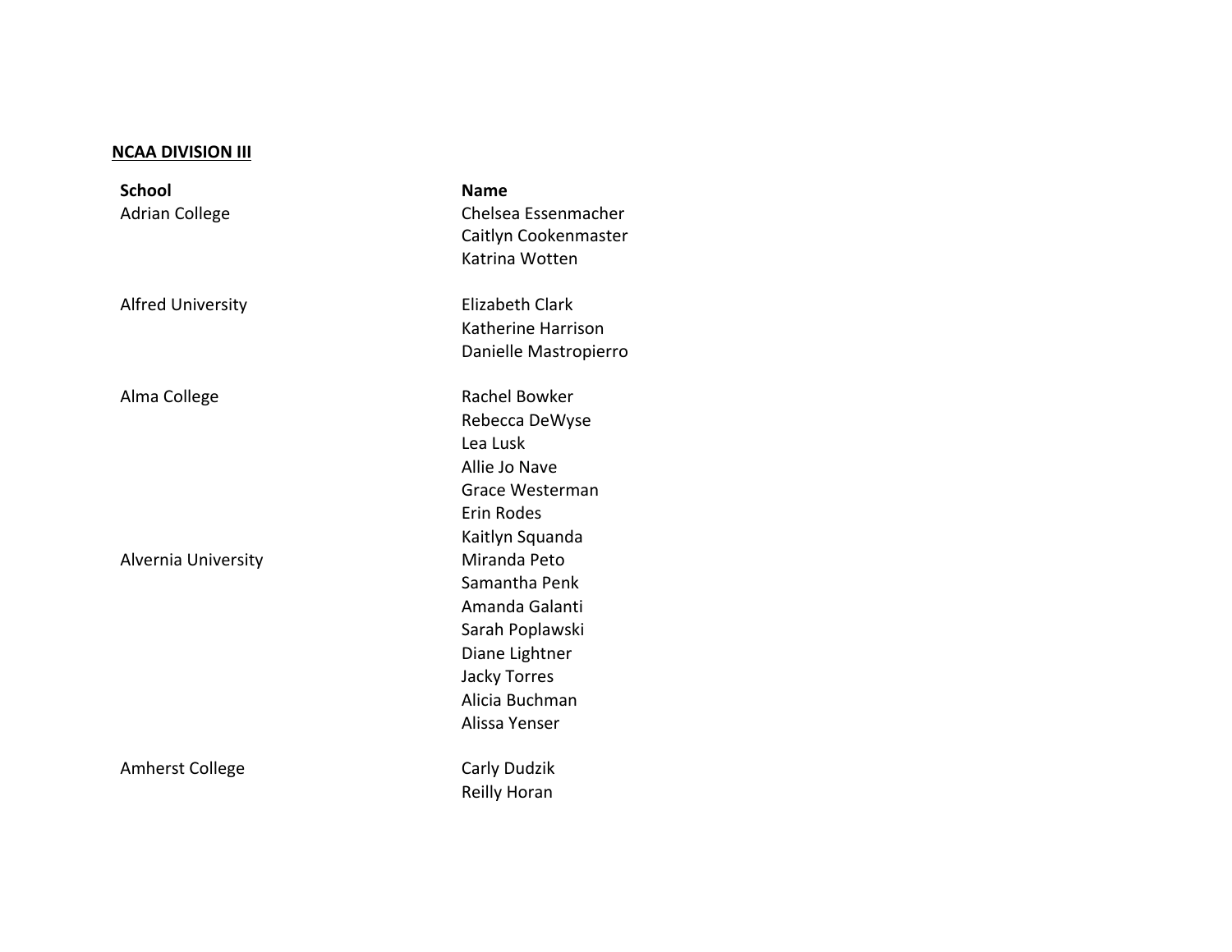**NCAA DIVISION III**

| School | Name |
|---|---|
| Adrian College | Chelsea Essenmacher |
| | Caitlyn Cookenmaster |
| | Katrina Wotten |
| Alfred University | Elizabeth Clark |
| | Katherine Harrison |
| | Danielle Mastropierro |
| Alma College | Rachel Bowker |
| | Rebecca DeWyse |
| | Lea Lusk |
| | Allie Jo Nave |
| | Grace Westerman |
| | Erin Rodes |
| | Kaitlyn Squanda |
| Alvernia University | Miranda Peto |
| | Samantha Penk |
| | Amanda Galanti |
| | Sarah Poplawski |
| | Diane Lightner |
| | Jacky Torres |
| | Alicia Buchman |
| | Alissa Yenser |
| Amherst College | Carly Dudzik |
| | Reilly Horan |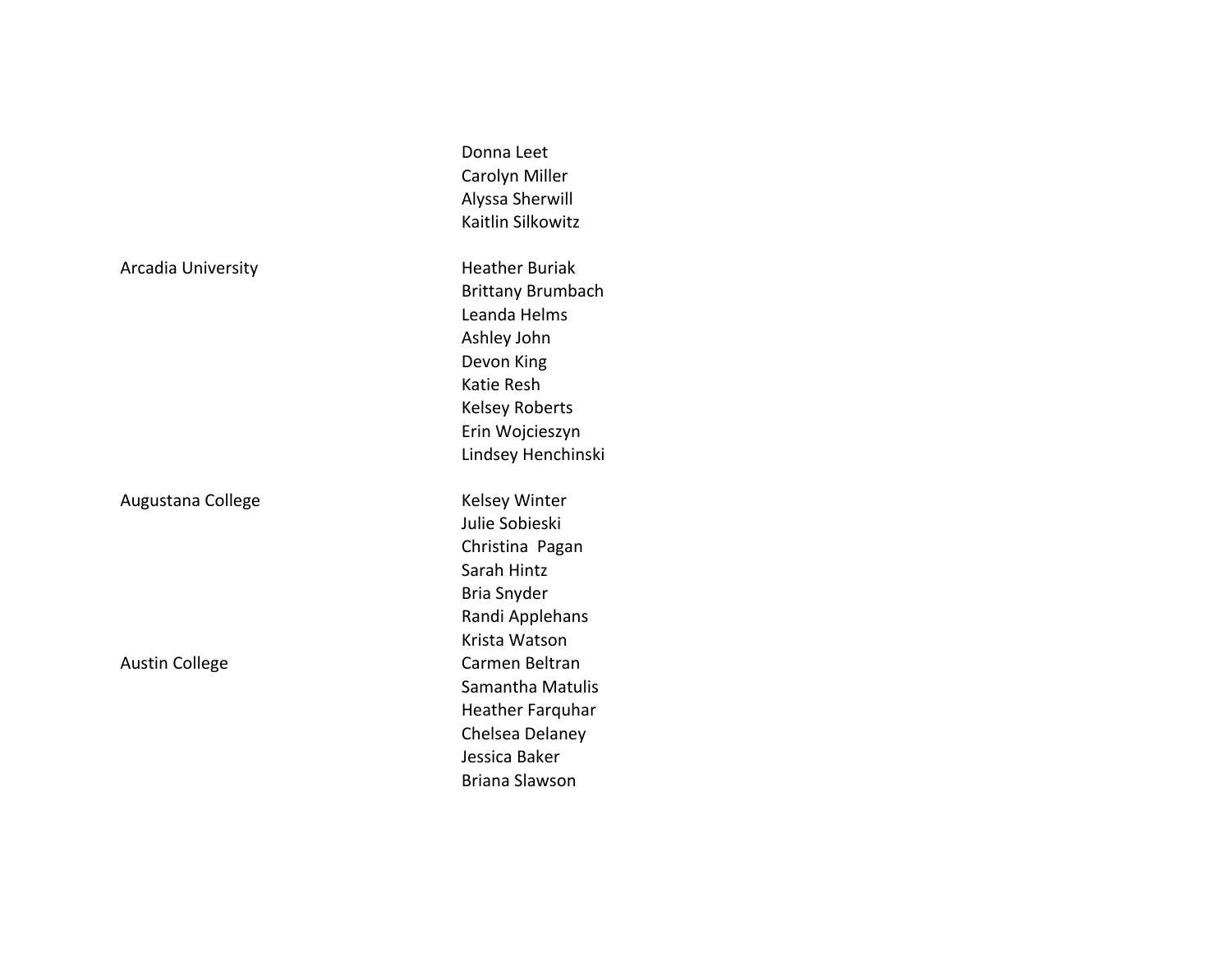| | |
|---|---|
| | Donna Leet |
| | Carolyn Miller |
| | Alyssa Sherwill |
| | Kaitlin Silkowitz |
| | |
| Arcadia University | Heather Buriak |
| | Brittany Brumbach |
| | Leanda Helms |
| | Ashley John |
| | Devon King |
| | Katie Resh |
| | Kelsey Roberts |
| | Erin Wojcieszyn |
| | Lindsey Henchinski |
| | |
| Augustana College | Kelsey Winter |
| | Julie Sobieski |
| | Christina Pagan |
| | Sarah Hintz |
| | Bria Snyder |
| | Randi Applehans |
| | Krista Watson |
| Austin College | Carmen Beltran |
| | Samantha Matulis |
| | Heather Farquhar |
| | Chelsea Delaney |
| | Jessica Baker |
| | Briana Slawson |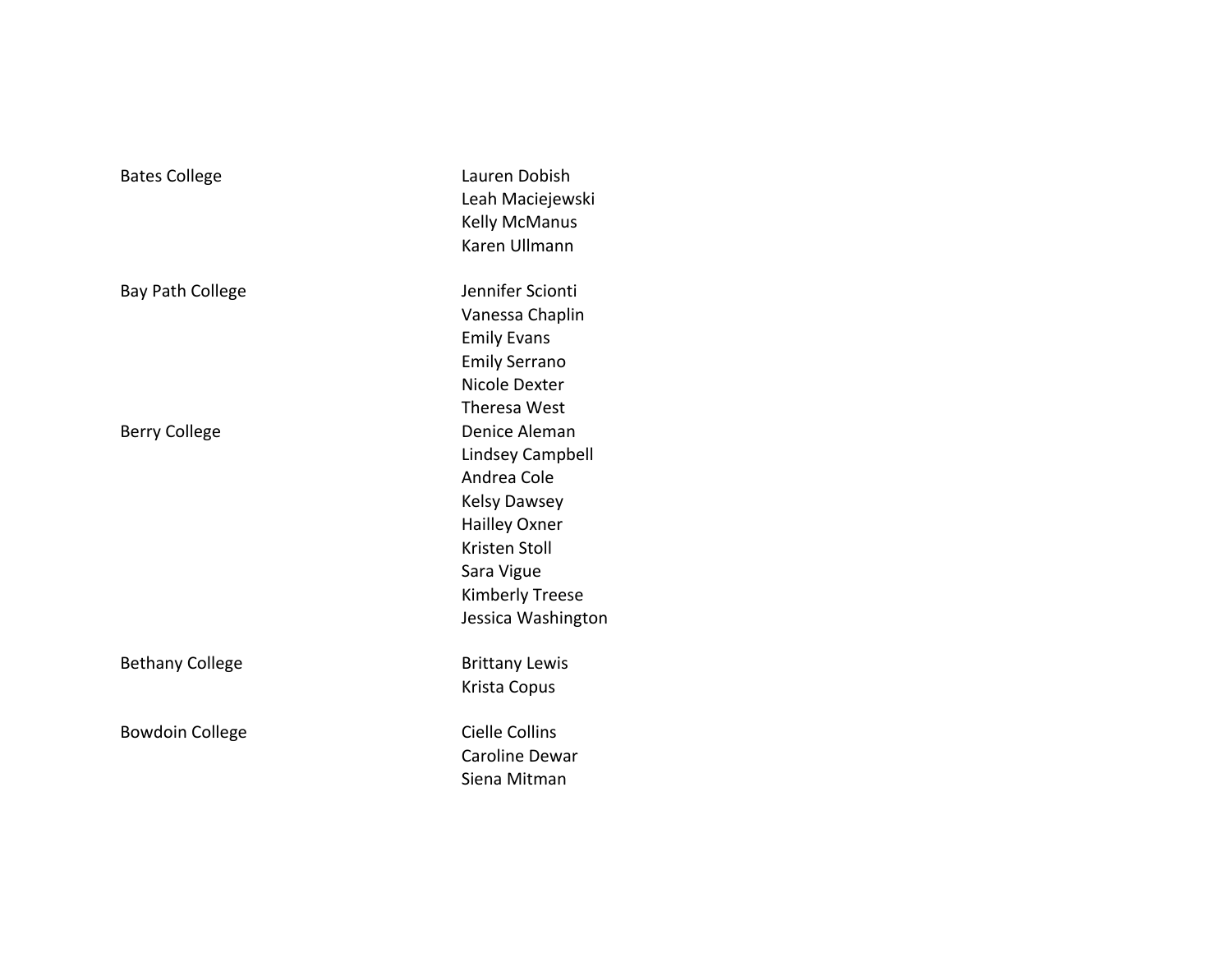| | |
|---|---|
| Bates College | Lauren Dobish |
| | Leah Maciejewski |
| | Kelly McManus |
| | Karen Ullmann |
| Bay Path College | Jennifer Scionti |
| | Vanessa Chaplin |
| | Emily Evans |
| | Emily Serrano |
| | Nicole Dexter |
| | Theresa West |
| Berry College | Denice Aleman |
| | Lindsey Campbell |
| | Andrea Cole |
| | Kelsy Dawsey |
| | Hailley Oxner |
| | Kristen Stoll |
| | Sara Vigue |
| | Kimberly Treese |
| | Jessica Washington |
| Bethany College | Brittany Lewis |
| | Krista Copus |
| Bowdoin College | Cielle Collins |
| | Caroline Dewar |
| | Siena Mitman |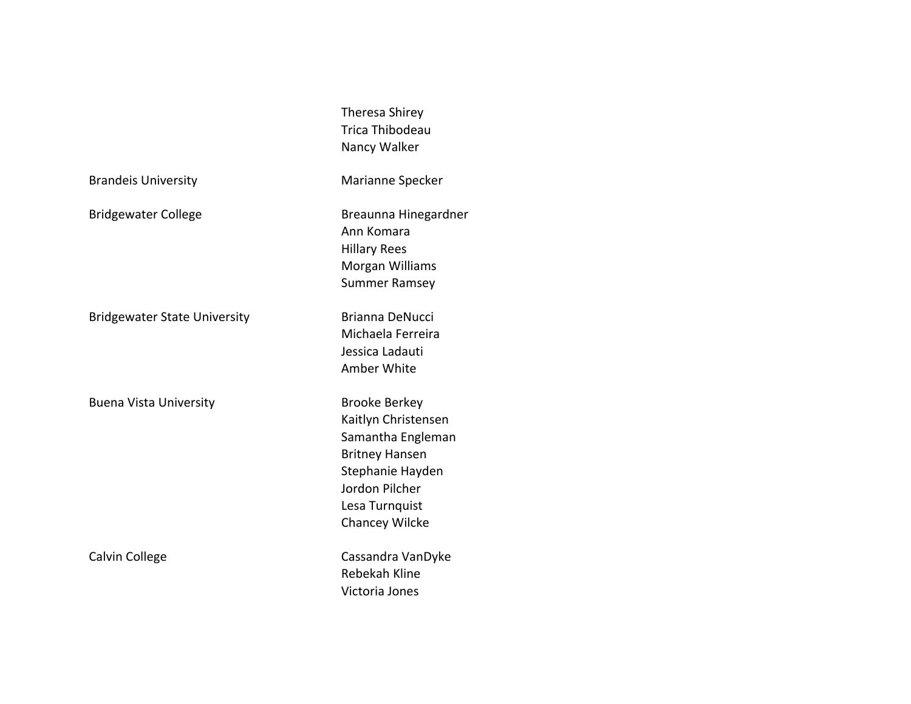| | |
|---|---|
| | Theresa Shirey<br>Trica Thibodeau<br>Nancy Walker |
| Brandeis University | Marianne Specker |
| Bridgewater College | Breaunna Hinegardner<br>Ann Komara<br>Hillary Rees<br>Morgan Williams<br>Summer Ramsey |
| Bridgewater State University | Brianna DeNucci<br>Michaela Ferreira<br>Jessica Ladauti<br>Amber White |
| Buena Vista University | Brooke Berkey<br>Kaitlyn Christensen<br>Samantha Engleman<br>Britney Hansen<br>Stephanie Hayden<br>Jordon Pilcher<br>Lesa Turnquist<br>Chancey Wilcke |
| Calvin College | Cassandra VanDyke<br>Rebekah Kline<br>Victoria Jones |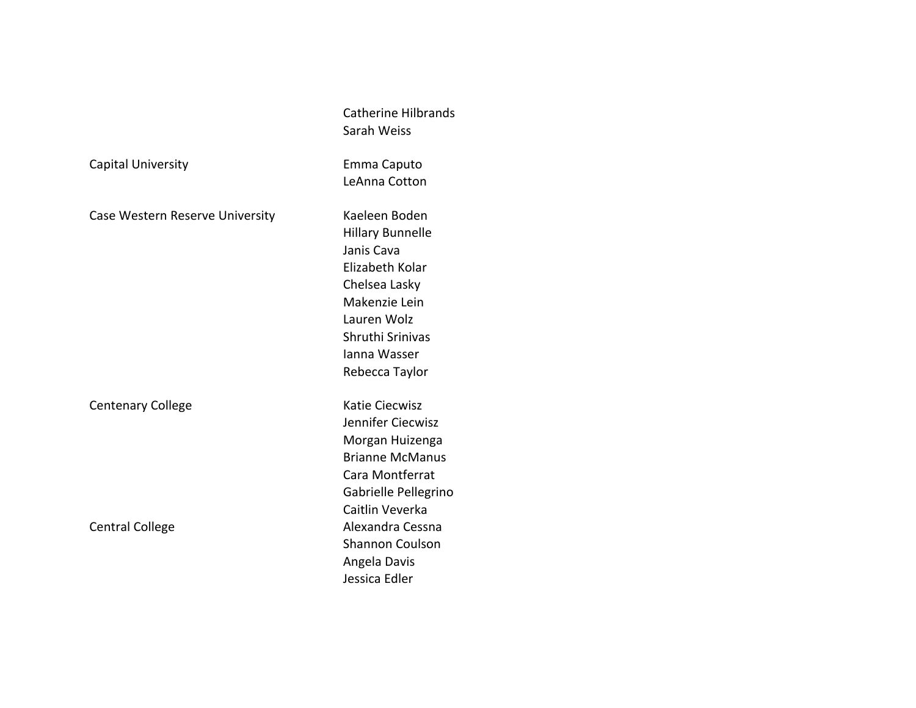| | |
|---|---|
| | Catherine Hilbrands |
| | Sarah Weiss |
| Capital University | Emma Caputo |
| | LeAnna Cotton |
| Case Western Reserve University | Kaeleen Boden |
| | Hillary Bunnelle |
| | Janis Cava |
| | Elizabeth Kolar |
| | Chelsea Lasky |
| | Makenzie Lein |
| | Lauren Wolz |
| | Shruthi Srinivas |
| | Ianna Wasser |
| | Rebecca Taylor |
| Centenary College | Katie Ciecwisz |
| | Jennifer Ciecwisz |
| | Morgan Huizenga |
| | Brianne McManus |
| | Cara Montferrat |
| | Gabrielle Pellegrino |
| | Caitlin Veverka |
| Central College | Alexandra Cessna |
| | Shannon Coulson |
| | Angela Davis |
| | Jessica Edler |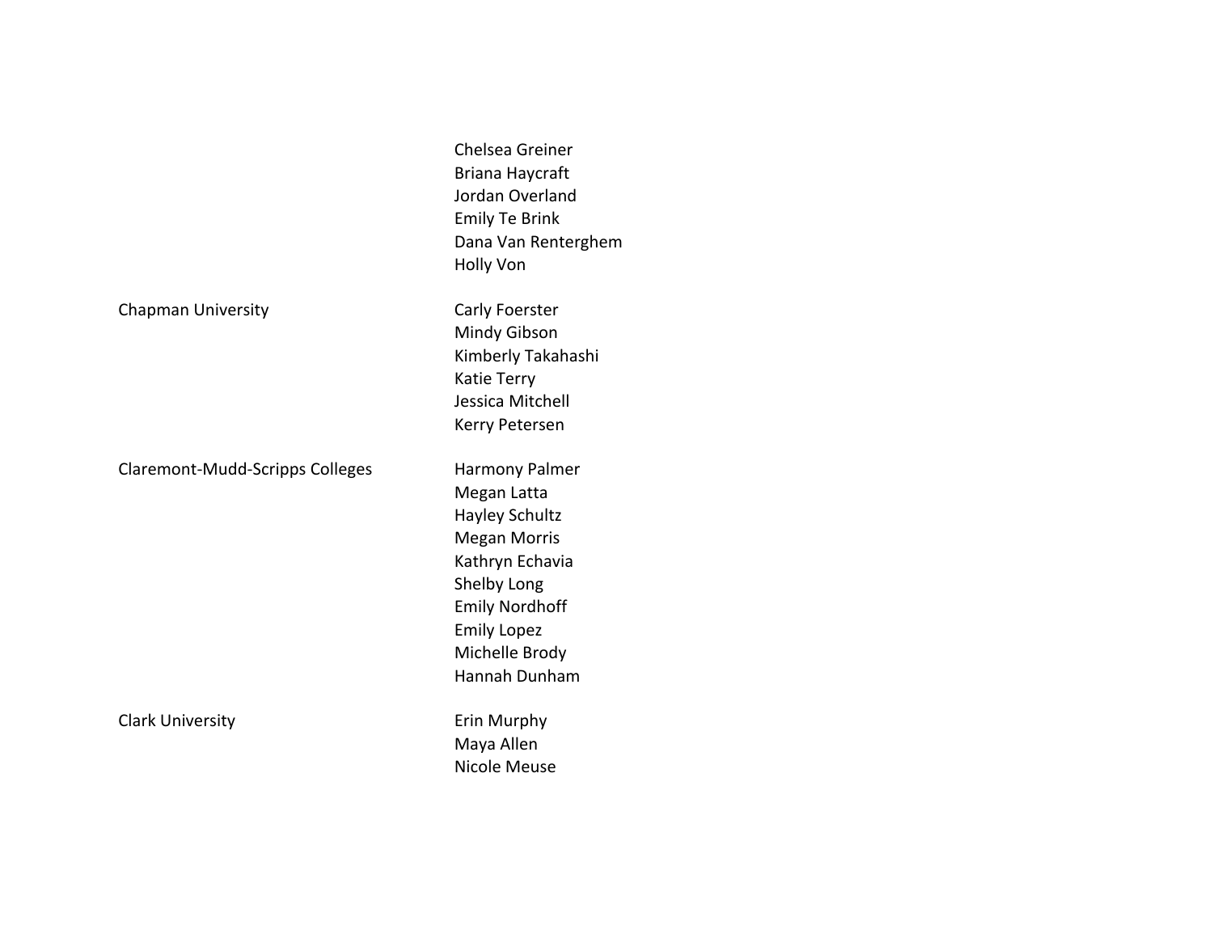| | |
|---|---|
| | Chelsea Greiner |
| | Briana Haycraft |
| | Jordan Overland |
| | Emily Te Brink |
| | Dana Van Renterghem |
| | Holly Von |
| Chapman University | Carly Foerster |
| | Mindy Gibson |
| | Kimberly Takahashi |
| | Katie Terry |
| | Jessica Mitchell |
| | Kerry Petersen |
| Claremont-Mudd-Scripps Colleges | Harmony Palmer |
| | Megan Latta |
| | Hayley Schultz |
| | Megan Morris |
| | Kathryn Echavia |
| | Shelby Long |
| | Emily Nordhoff |
| | Emily Lopez |
| | Michelle Brody |
| | Hannah Dunham |
| Clark University | Erin Murphy |
| | Maya Allen |
| | Nicole Meuse |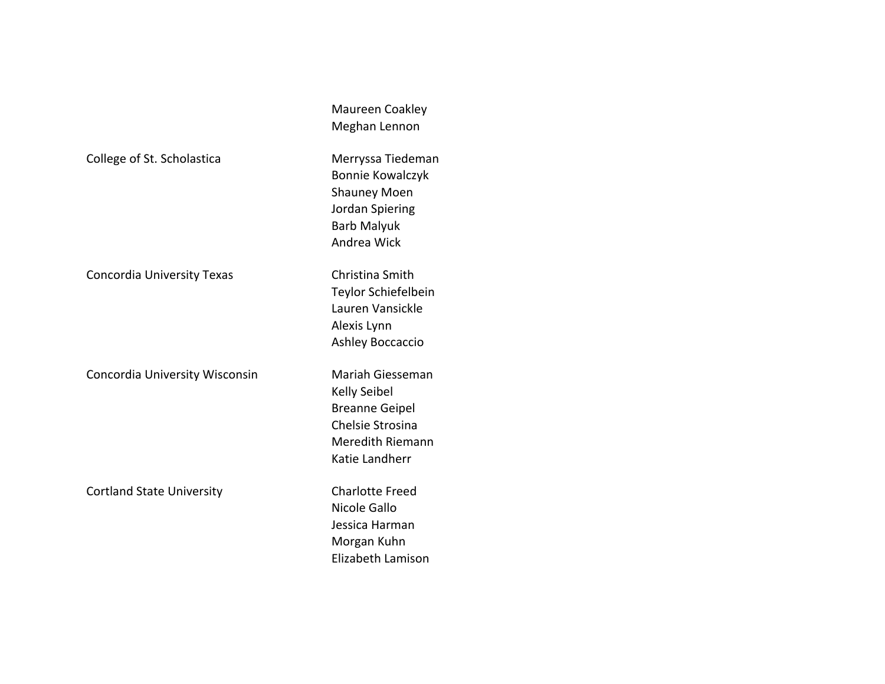| | |
|---|---|
| | Maureen Coakley |
| | Meghan Lennon |
| College of St. Scholastica | Merryssa Tiedeman |
| | Bonnie Kowalczyk |
| | Shauney Moen |
| | Jordan Spiering |
| | Barb Malyuk |
| | Andrea Wick |
| Concordia University Texas | Christina Smith |
| | Teylor Schiefelbein |
| | Lauren Vansickle |
| | Alexis Lynn |
| | Ashley Boccaccio |
| Concordia University Wisconsin | Mariah Giesseman |
| | Kelly Seibel |
| | Breanne Geipel |
| | Chelsie Strosina |
| | Meredith Riemann |
| | Katie Landherr |
| Cortland State University | Charlotte Freed |
| | Nicole Gallo |
| | Jessica Harman |
| | Morgan Kuhn |
| | Elizabeth Lamison |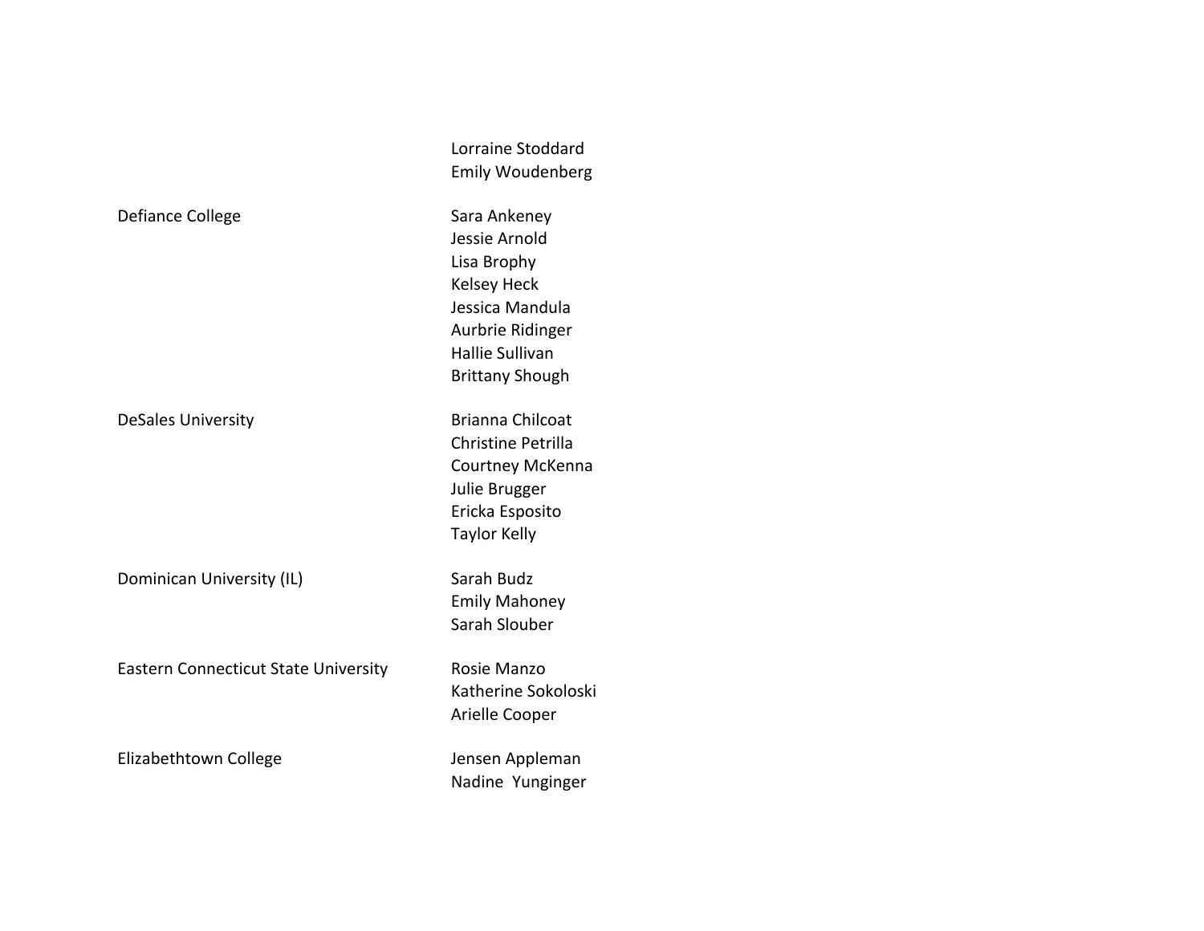| | |
|---|---|
| | Lorraine Stoddard |
| | Emily Woudenberg |
| Defiance College | Sara Ankeney |
| | Jessie Arnold |
| | Lisa Brophy |
| | Kelsey Heck |
| | Jessica Mandula |
| | Aurbrie Ridinger |
| | Hallie Sullivan |
| | Brittany Shough |
| DeSales University | Brianna Chilcoat |
| | Christine Petrilla |
| | Courtney McKenna |
| | Julie Brugger |
| | Ericka Esposito |
| | Taylor Kelly |
| Dominican University (IL) | Sarah Budz |
| | Emily Mahoney |
| | Sarah Slouber |
| Eastern Connecticut State University | Rosie Manzo |
| | Katherine Sokoloski |
| | Arielle Cooper |
| Elizabethtown College | Jensen Appleman |
| | Nadine Yunginger |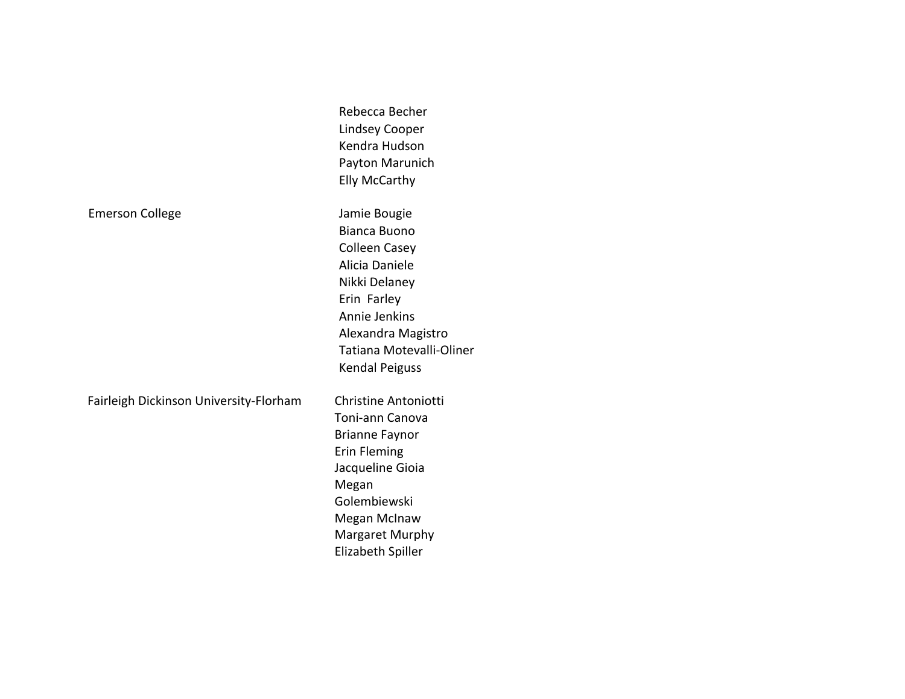| | |
|---|---|
| | Rebecca Becher |
| | Lindsey Cooper |
| | Kendra Hudson |
| | Payton Marunich |
| | Elly McCarthy |
| Emerson College | Jamie Bougie |
| | Bianca Buono |
| | Colleen Casey |
| | Alicia Daniele |
| | Nikki Delaney |
| | Erin Farley |
| | Annie Jenkins |
| | Alexandra Magistro |
| | Tatiana Motevalli-Oliner |
| | Kendal Peiguss |
| Fairleigh Dickinson University-Florham | Christine Antoniotti |
| | Toni-ann Canova |
| | Brianne Faynor |
| | Erin Fleming |
| | Jacqueline Gioia |
| | Megan Golembiewski |
| | Megan McInaw |
| | Margaret Murphy |
| | Elizabeth Spiller |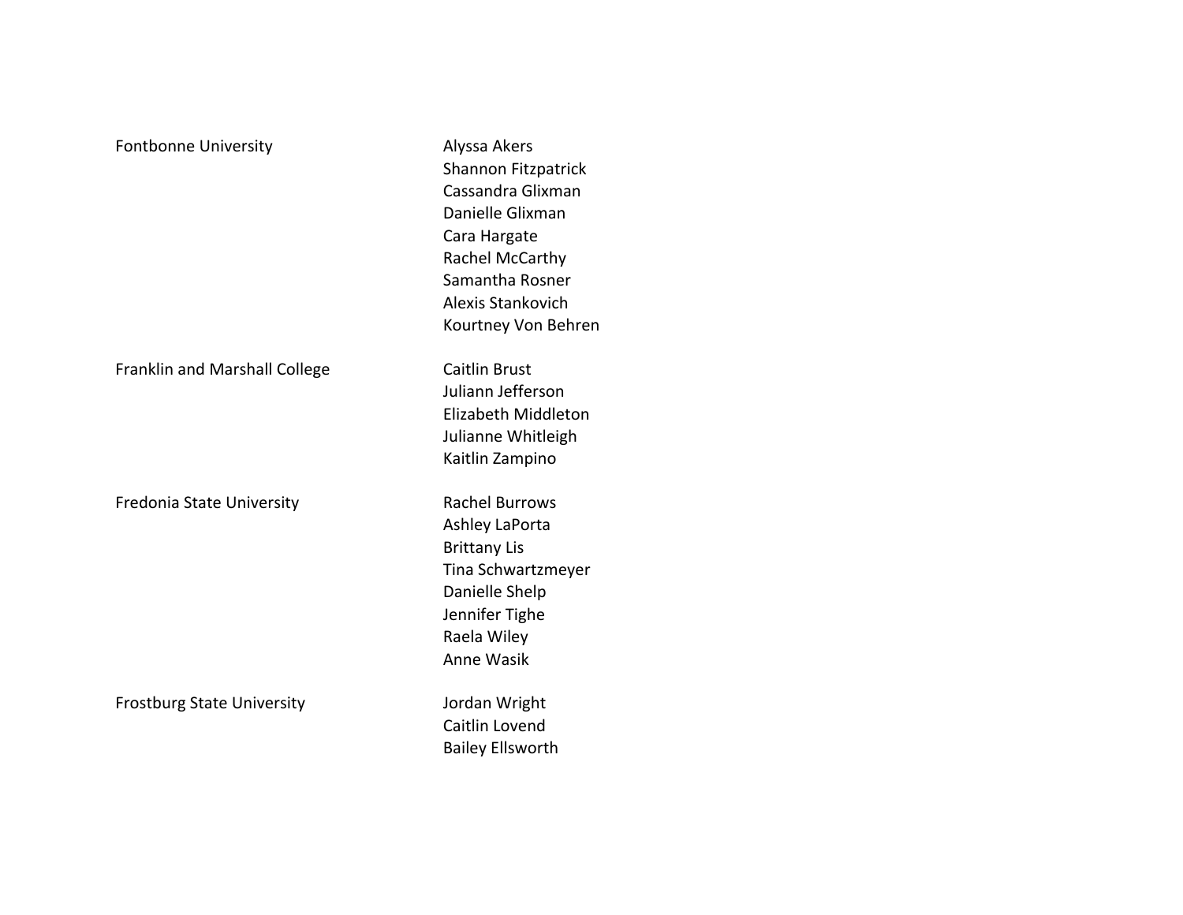| | |
|---|---|
| Fontbonne University | Alyssa Akers |
| | Shannon Fitzpatrick |
| | Cassandra Glixman |
| | Danielle Glixman |
| | Cara Hargate |
| | Rachel McCarthy |
| | Samantha Rosner |
| | Alexis Stankovich |
| | Kourtney Von Behren |
| Franklin and Marshall College | Caitlin Brust |
| | Juliann Jefferson |
| | Elizabeth Middleton |
| | Julianne Whitleigh |
| | Kaitlin Zampino |
| Fredonia State University | Rachel Burrows |
| | Ashley LaPorta |
| | Brittany Lis |
| | Tina Schwartzmeyer |
| | Danielle Shelp |
| | Jennifer Tighe |
| | Raela Wiley |
| | Anne Wasik |
| Frostburg State University | Jordan Wright |
| | Caitlin Lovend |
| | Bailey Ellsworth |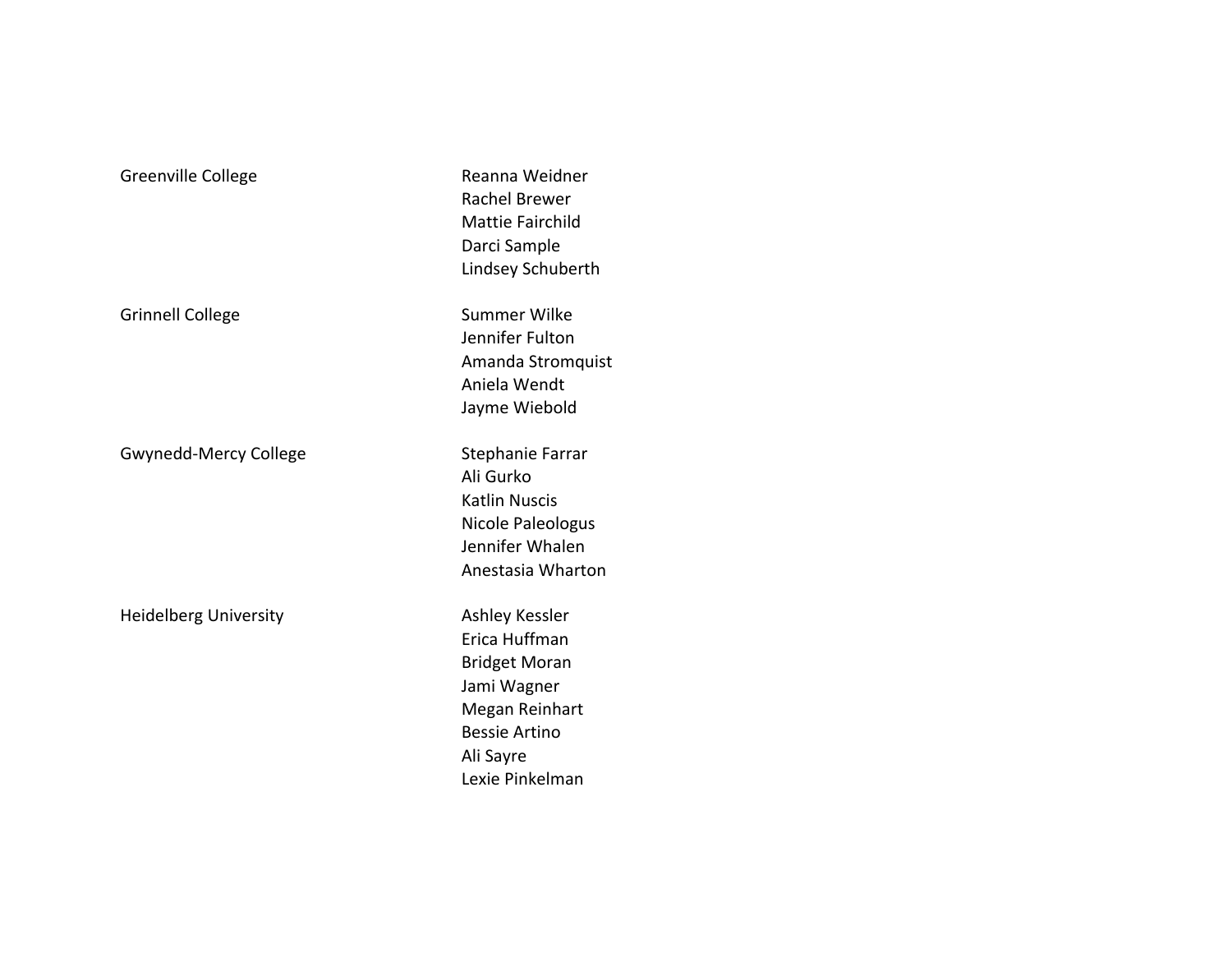| | |
|---|---|
| Greenville College | Reanna Weidner |
| | Rachel Brewer |
| | Mattie Fairchild |
| | Darci Sample |
| | Lindsey Schuberth |
| Grinnell College | Summer Wilke |
| | Jennifer Fulton |
| | Amanda Stromquist |
| | Aniela Wendt |
| | Jayme Wiebold |
| Gwynedd-Mercy College | Stephanie Farrar |
| | Ali Gurko |
| | Katlin Nuscis |
| | Nicole Paleologus |
| | Jennifer Whalen |
| | Anestasia Wharton |
| Heidelberg University | Ashley Kessler |
| | Erica Huffman |
| | Bridget Moran |
| | Jami Wagner |
| | Megan Reinhart |
| | Bessie Artino |
| | Ali Sayre |
| | Lexie Pinkelman |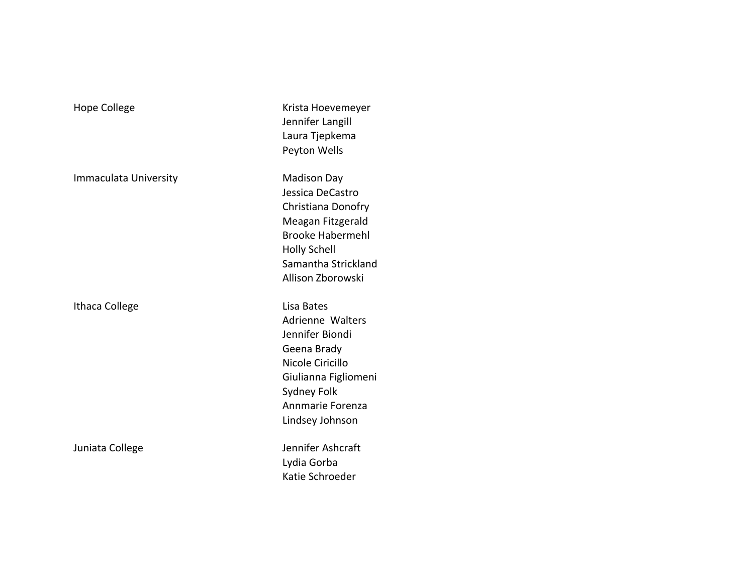| | |
|---|---|
| Hope College | Krista Hoevemeyer |
| | Jennifer Langill |
| | Laura Tjepkema |
| | Peyton Wells |
| Immaculata University | Madison Day |
| | Jessica DeCastro |
| | Christiana Donofry |
| | Meagan Fitzgerald |
| | Brooke Habermehl |
| | Holly Schell |
| | Samantha Strickland |
| | Allison Zborowski |
| Ithaca College | Lisa Bates |
| | Adrienne  Walters |
| | Jennifer Biondi |
| | Geena Brady |
| | Nicole Ciricillo |
| | Giulianna Figliomeni |
| | Sydney Folk |
| | Annmarie Forenza |
| | Lindsey Johnson |
| Juniata College | Jennifer Ashcraft |
| | Lydia Gorba |
| | Katie Schroeder |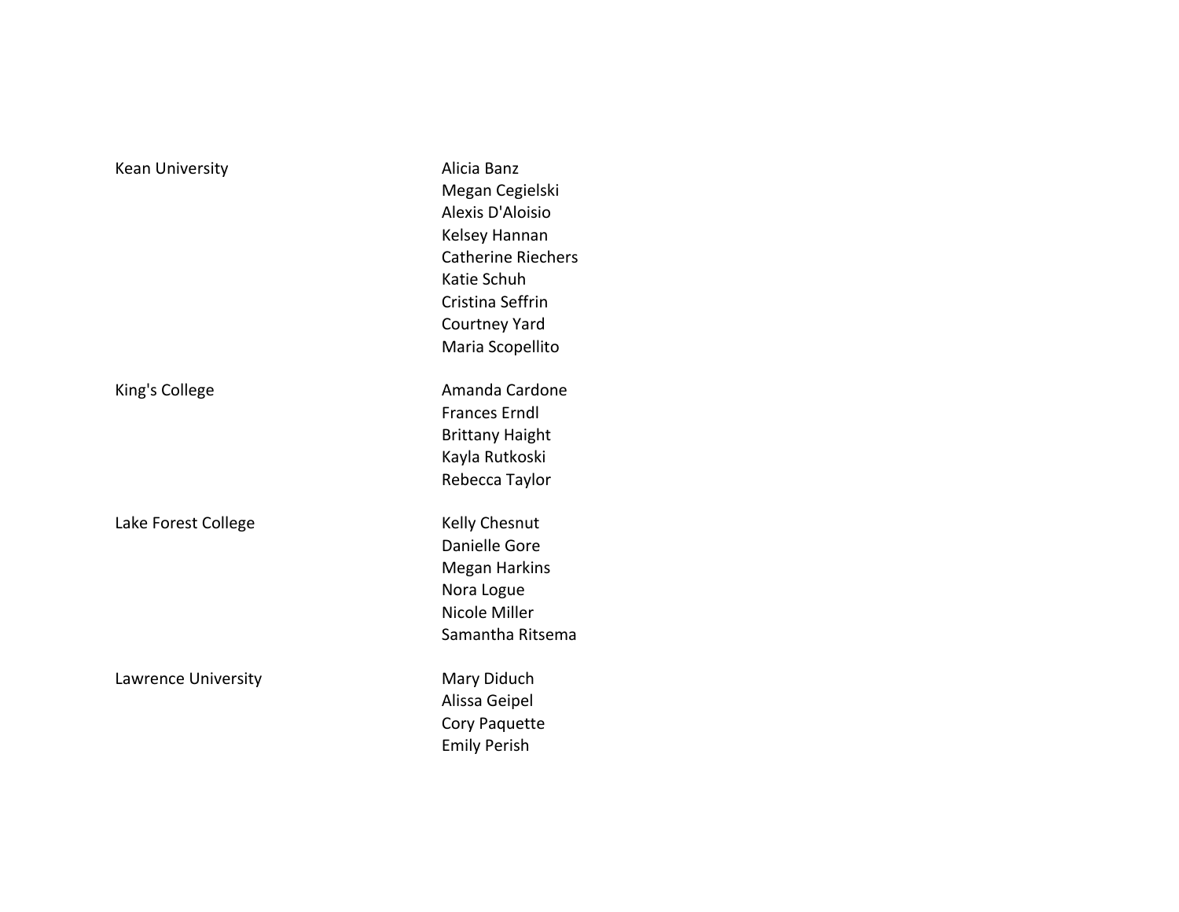| | |
|---|---|
| Kean University | Alicia Banz |
| | Megan Cegielski |
| | Alexis D'Aloisio |
| | Kelsey Hannan |
| | Catherine Riechers |
| | Katie Schuh |
| | Cristina Seffrin |
| | Courtney Yard |
| | Maria Scopellito |
| King's College | Amanda Cardone |
| | Frances Erndl |
| | Brittany Haight |
| | Kayla Rutkoski |
| | Rebecca Taylor |
| Lake Forest College | Kelly Chesnut |
| | Danielle Gore |
| | Megan Harkins |
| | Nora Logue |
| | Nicole Miller |
| | Samantha Ritsema |
| Lawrence University | Mary Diduch |
| | Alissa Geipel |
| | Cory Paquette |
| | Emily Perish |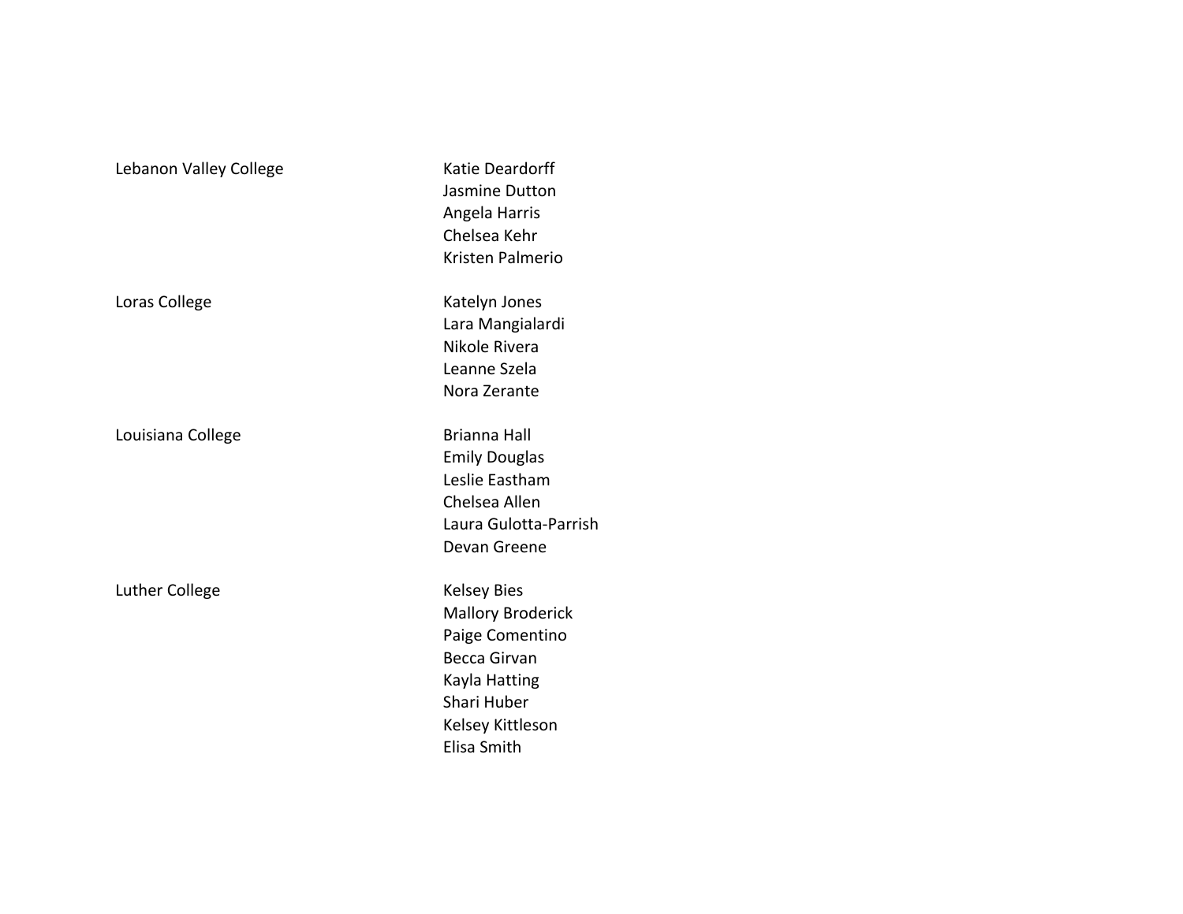| | |
|---|---|
| Lebanon Valley College | Katie Deardorff<br>Jasmine Dutton<br>Angela Harris<br>Chelsea Kehr<br>Kristen Palmerio |
| Loras College | Katelyn Jones<br>Lara Mangialardi<br>Nikole Rivera<br>Leanne Szela<br>Nora Zerante |
| Louisiana College | Brianna Hall<br>Emily Douglas<br>Leslie Eastham<br>Chelsea Allen<br>Laura Gulotta-Parrish<br>Devan Greene |
| Luther College | Kelsey Bies<br>Mallory Broderick<br>Paige Comentino<br>Becca Girvan<br>Kayla Hatting<br>Shari Huber<br>Kelsey Kittleson<br>Elisa Smith |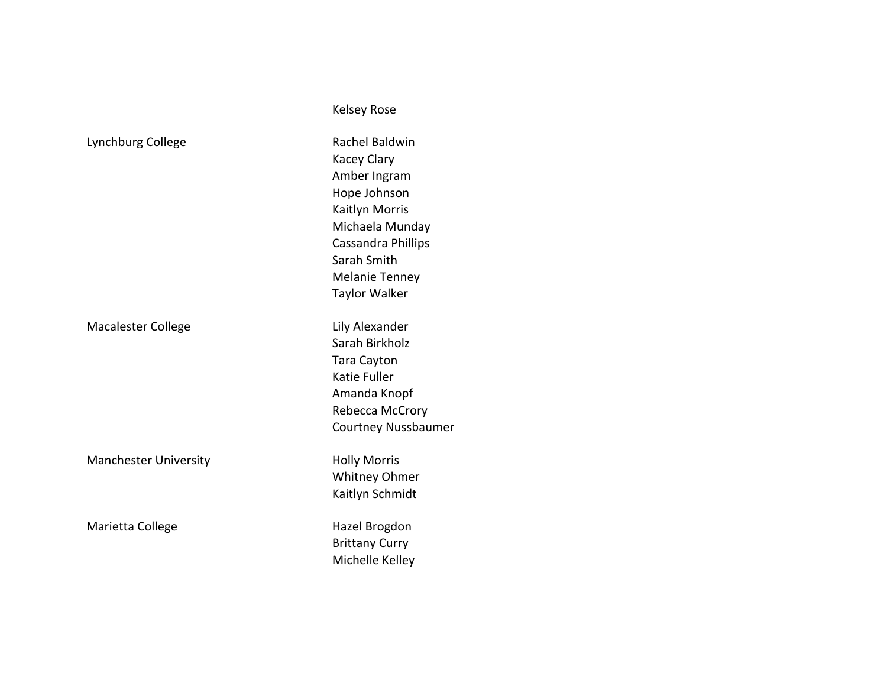| | |
|---|---|
| | Kelsey Rose |
| Lynchburg College | Rachel Baldwin |
| | Kacey Clary |
| | Amber Ingram |
| | Hope Johnson |
| | Kaitlyn Morris |
| | Michaela Munday |
| | Cassandra Phillips |
| | Sarah Smith |
| | Melanie Tenney |
| | Taylor Walker |
| Macalester College | Lily Alexander |
| | Sarah Birkholz |
| | Tara Cayton |
| | Katie Fuller |
| | Amanda Knopf |
| | Rebecca McCrory |
| | Courtney Nussbaumer |
| Manchester University | Holly Morris |
| | Whitney Ohmer |
| | Kaitlyn Schmidt |
| Marietta College | Hazel Brogdon |
| | Brittany Curry |
| | Michelle Kelley |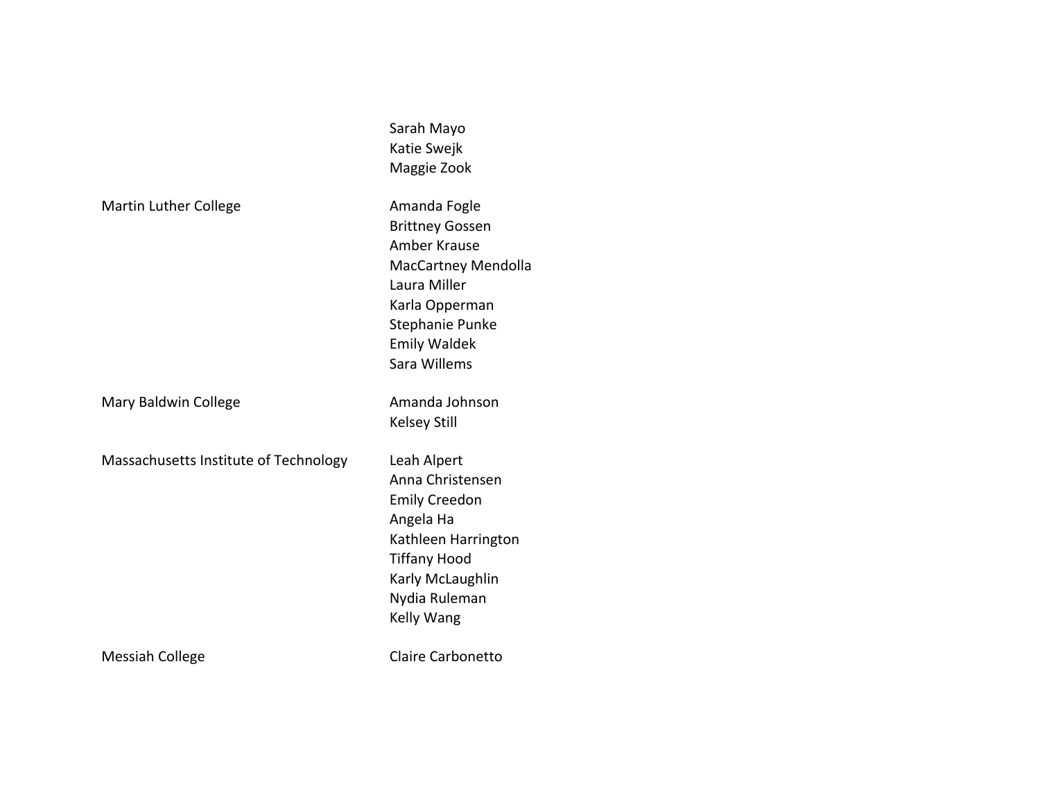| | |
|---|---|
| | Sarah Mayo<br>Katie Swejk<br>Maggie Zook |
| Martin Luther College | Amanda Fogle<br>Brittney Gossen<br>Amber Krause<br>MacCartney Mendolla<br>Laura Miller<br>Karla Opperman<br>Stephanie Punke<br>Emily Waldek<br>Sara Willems |
| Mary Baldwin College | Amanda Johnson<br>Kelsey Still |
| Massachusetts Institute of Technology | Leah Alpert<br>Anna Christensen<br>Emily Creedon<br>Angela Ha<br>Kathleen Harrington<br>Tiffany Hood<br>Karly McLaughlin<br>Nydia Ruleman<br>Kelly Wang |
| Messiah College | Claire Carbonetto |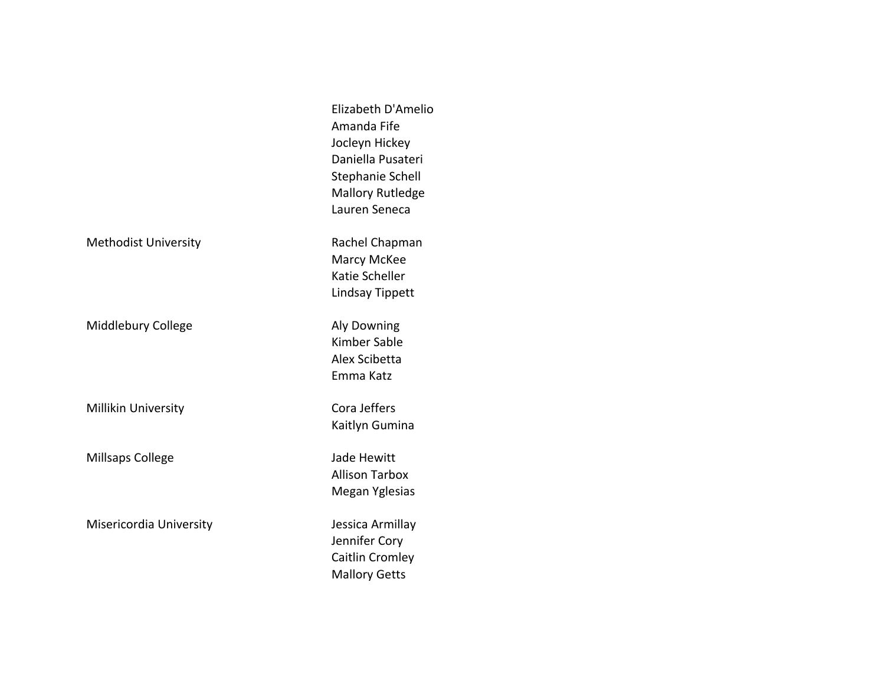| | |
|---|---|
| | Elizabeth D'Amelio |
| | Amanda Fife |
| | Jocleyn Hickey |
| | Daniella Pusateri |
| | Stephanie Schell |
| | Mallory Rutledge |
| | Lauren Seneca |
| Methodist University | Rachel Chapman |
| | Marcy McKee |
| | Katie Scheller |
| | Lindsay Tippett |
| Middlebury College | Aly Downing |
| | Kimber Sable |
| | Alex Scibetta |
| | Emma Katz |
| Millikin University | Cora Jeffers |
| | Kaitlyn Gumina |
| Millsaps College | Jade Hewitt |
| | Allison Tarbox |
| | Megan Yglesias |
| Misericordia University | Jessica Armillay |
| | Jennifer Cory |
| | Caitlin Cromley |
| | Mallory Getts |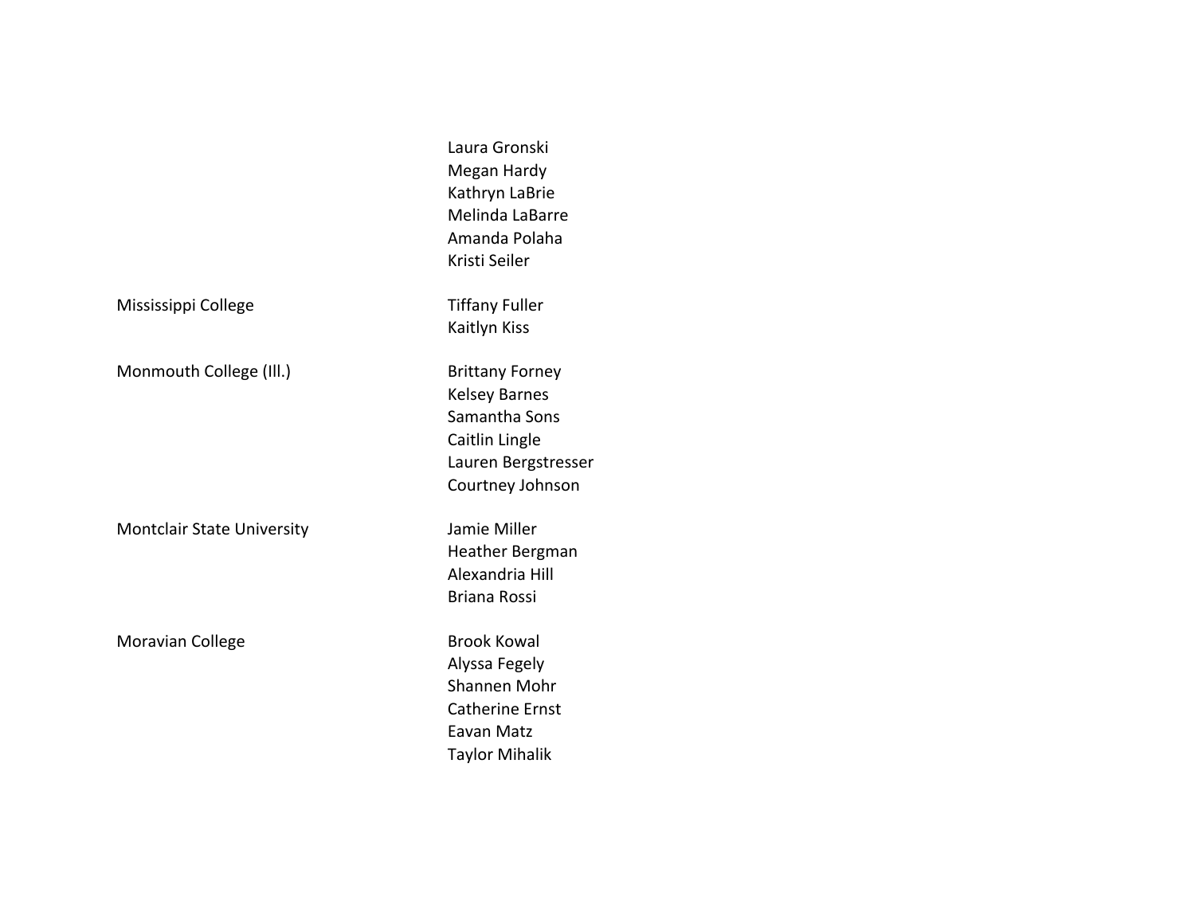| | |
|---|---|
| | Laura Gronski |
| | Megan Hardy |
| | Kathryn LaBrie |
| | Melinda LaBarre |
| | Amanda Polaha |
| | Kristi Seiler |
| Mississippi College | Tiffany Fuller |
| | Kaitlyn Kiss |
| Monmouth College (Ill.) | Brittany Forney |
| | Kelsey Barnes |
| | Samantha Sons |
| | Caitlin Lingle |
| | Lauren Bergstresser |
| | Courtney Johnson |
| Montclair State University | Jamie Miller |
| | Heather Bergman |
| | Alexandria Hill |
| | Briana Rossi |
| Moravian College | Brook Kowal |
| | Alyssa Fegely |
| | Shannen Mohr |
| | Catherine Ernst |
| | Eavan Matz |
| | Taylor Mihalik |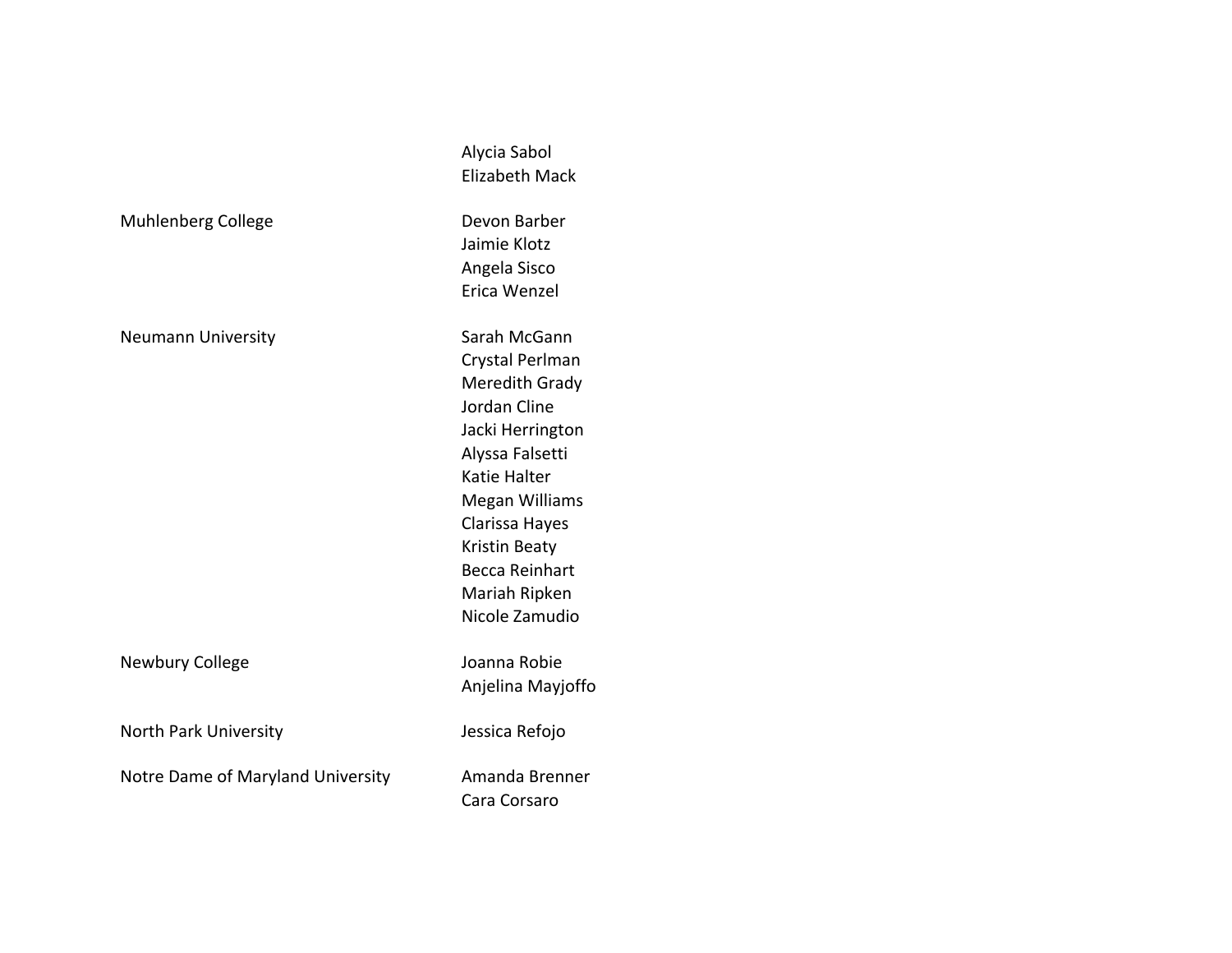| | |
|---|---|
| | Alycia Sabol |
| | Elizabeth Mack |
| Muhlenberg College | Devon Barber |
| | Jaimie Klotz |
| | Angela Sisco |
| | Erica Wenzel |
| Neumann University | Sarah McGann |
| | Crystal Perlman |
| | Meredith Grady |
| | Jordan Cline |
| | Jacki Herrington |
| | Alyssa Falsetti |
| | Katie Halter |
| | Megan Williams |
| | Clarissa Hayes |
| | Kristin Beaty |
| | Becca Reinhart |
| | Mariah Ripken |
| | Nicole Zamudio |
| Newbury College | Joanna Robie |
| | Anjelina Mayjoffo |
| North Park University | Jessica Refojo |
| Notre Dame of Maryland University | Amanda Brenner |
| | Cara Corsaro |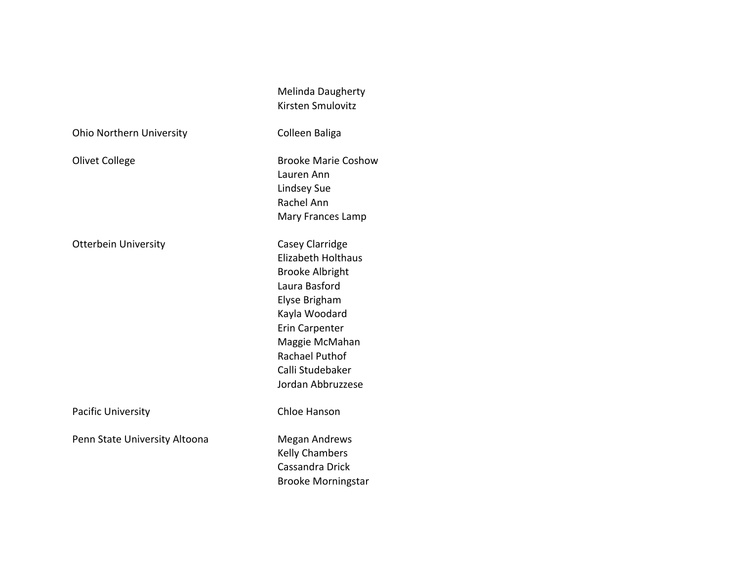| | |
|---|---|
| | Melinda Daugherty |
| | Kirsten Smulovitz |
| Ohio Northern University | Colleen Baliga |
| Olivet College | Brooke Marie Coshow |
| | Lauren Ann |
| | Lindsey Sue |
| | Rachel Ann |
| | Mary Frances Lamp |
| Otterbein University | Casey Clarridge |
| | Elizabeth Holthaus |
| | Brooke Albright |
| | Laura Basford |
| | Elyse Brigham |
| | Kayla Woodard |
| | Erin Carpenter |
| | Maggie McMahan |
| | Rachael Puthof |
| | Calli Studebaker |
| | Jordan Abbruzzese |
| Pacific University | Chloe Hanson |
| Penn State University Altoona | Megan Andrews |
| | Kelly Chambers |
| | Cassandra Drick |
| | Brooke Morningstar |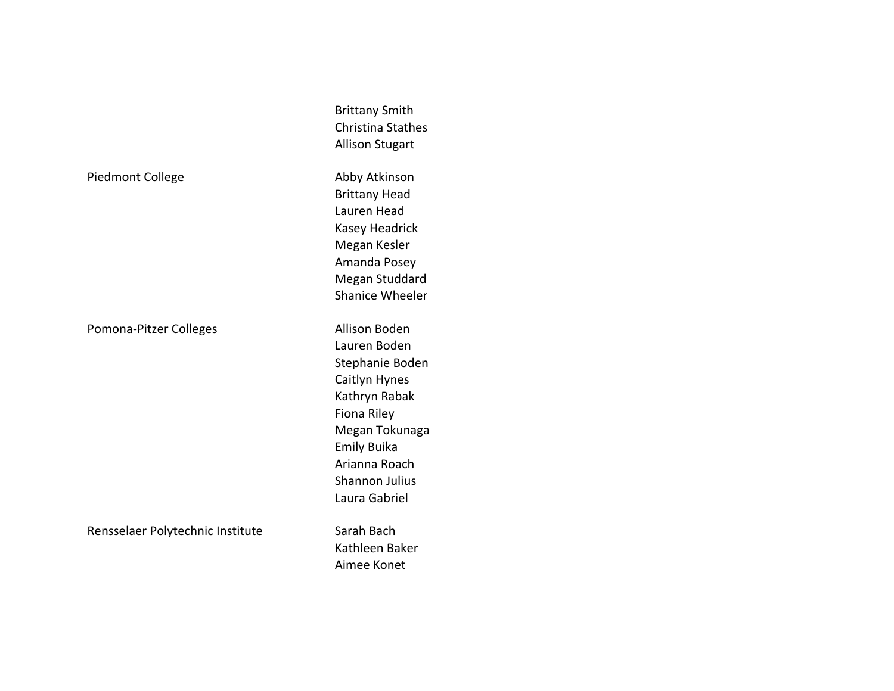| | |
|---|---|
| | Brittany Smith |
| | Christina Stathes |
| | Allison Stugart |
| Piedmont College | Abby Atkinson |
| | Brittany Head |
| | Lauren Head |
| | Kasey Headrick |
| | Megan Kesler |
| | Amanda Posey |
| | Megan Studdard |
| | Shanice Wheeler |
| Pomona-Pitzer Colleges | Allison Boden |
| | Lauren Boden |
| | Stephanie Boden |
| | Caitlyn Hynes |
| | Kathryn Rabak |
| | Fiona Riley |
| | Megan Tokunaga |
| | Emily Buika |
| | Arianna Roach |
| | Shannon Julius |
| | Laura Gabriel |
| Rensselaer Polytechnic Institute | Sarah Bach |
| | Kathleen Baker |
| | Aimee Konet |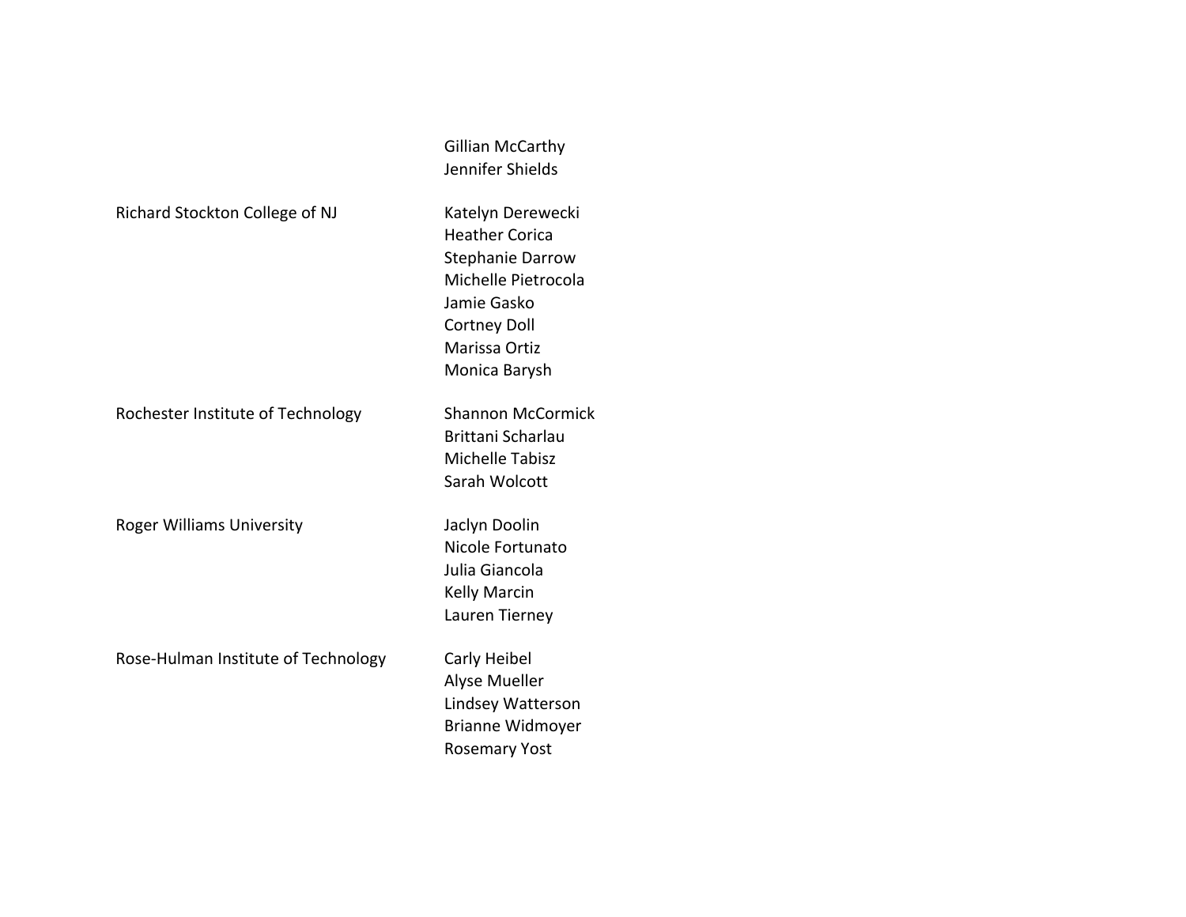| | |
|---|---|
| | Gillian McCarthy |
| | Jennifer Shields |
| Richard Stockton College of NJ | Katelyn Derewecki |
| | Heather Corica |
| | Stephanie Darrow |
| | Michelle Pietrocola |
| | Jamie Gasko |
| | Cortney Doll |
| | Marissa Ortiz |
| | Monica Barysh |
| Rochester Institute of Technology | Shannon McCormick |
| | Brittani Scharlau |
| | Michelle Tabisz |
| | Sarah Wolcott |
| Roger Williams University | Jaclyn Doolin |
| | Nicole Fortunato |
| | Julia Giancola |
| | Kelly Marcin |
| | Lauren Tierney |
| Rose-Hulman Institute of Technology | Carly Heibel |
| | Alyse Mueller |
| | Lindsey Watterson |
| | Brianne Widmoyer |
| | Rosemary Yost |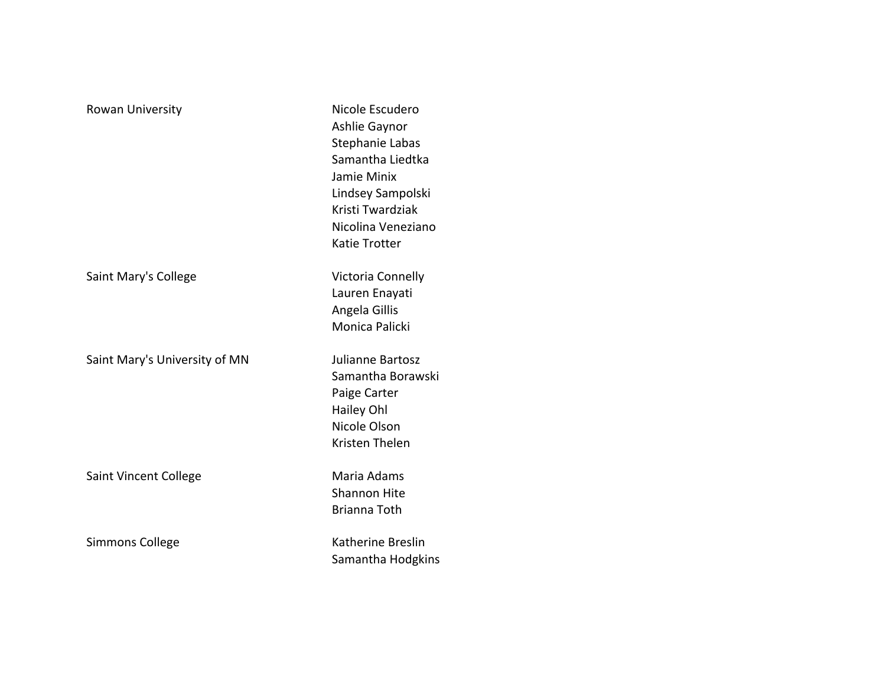| | |
|---|---|
| Rowan University | Nicole Escudero |
| | Ashlie Gaynor |
| | Stephanie Labas |
| | Samantha Liedtka |
| | Jamie Minix |
| | Lindsey Sampolski |
| | Kristi Twardziak |
| | Nicolina Veneziano |
| | Katie Trotter |
| Saint Mary's College | Victoria Connelly |
| | Lauren Enayati |
| | Angela Gillis |
| | Monica Palicki |
| Saint Mary's University of MN | Julianne Bartosz |
| | Samantha Borawski |
| | Paige Carter |
| | Hailey Ohl |
| | Nicole Olson |
| | Kristen Thelen |
| Saint Vincent College | Maria Adams |
| | Shannon Hite |
| | Brianna Toth |
| Simmons College | Katherine Breslin |
| | Samantha Hodgkins |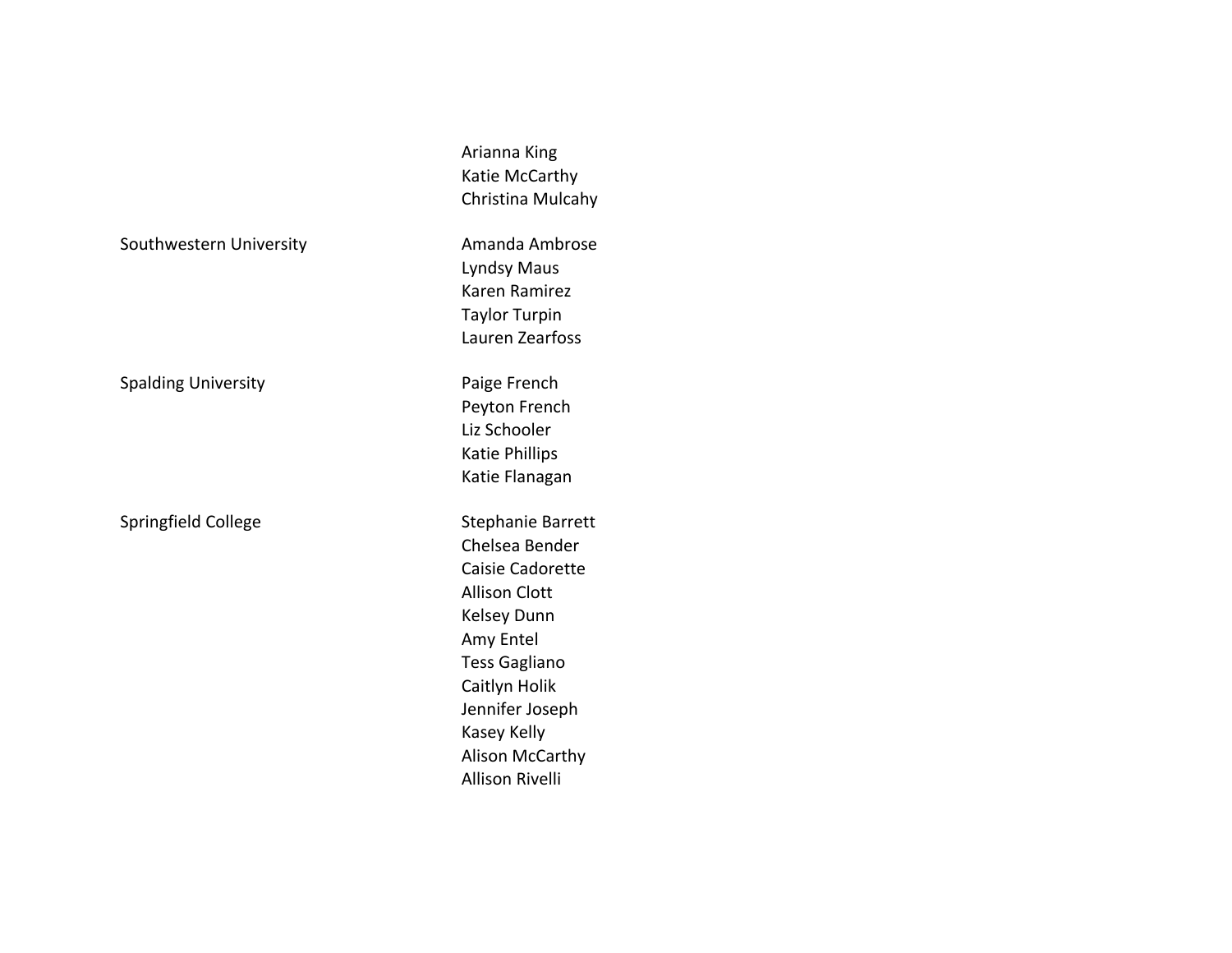| | |
|---|---|
| | Arianna King |
| | Katie McCarthy |
| | Christina Mulcahy |
| Southwestern University | Amanda Ambrose |
| | Lyndsy Maus |
| | Karen Ramirez |
| | Taylor Turpin |
| | Lauren Zearfoss |
| Spalding University | Paige French |
| | Peyton French |
| | Liz Schooler |
| | Katie Phillips |
| | Katie Flanagan |
| Springfield College | Stephanie Barrett |
| | Chelsea Bender |
| | Caisie Cadorette |
| | Allison Clott |
| | Kelsey Dunn |
| | Amy Entel |
| | Tess Gagliano |
| | Caitlyn Holik |
| | Jennifer Joseph |
| | Kasey Kelly |
| | Alison McCarthy |
| | Allison Rivelli |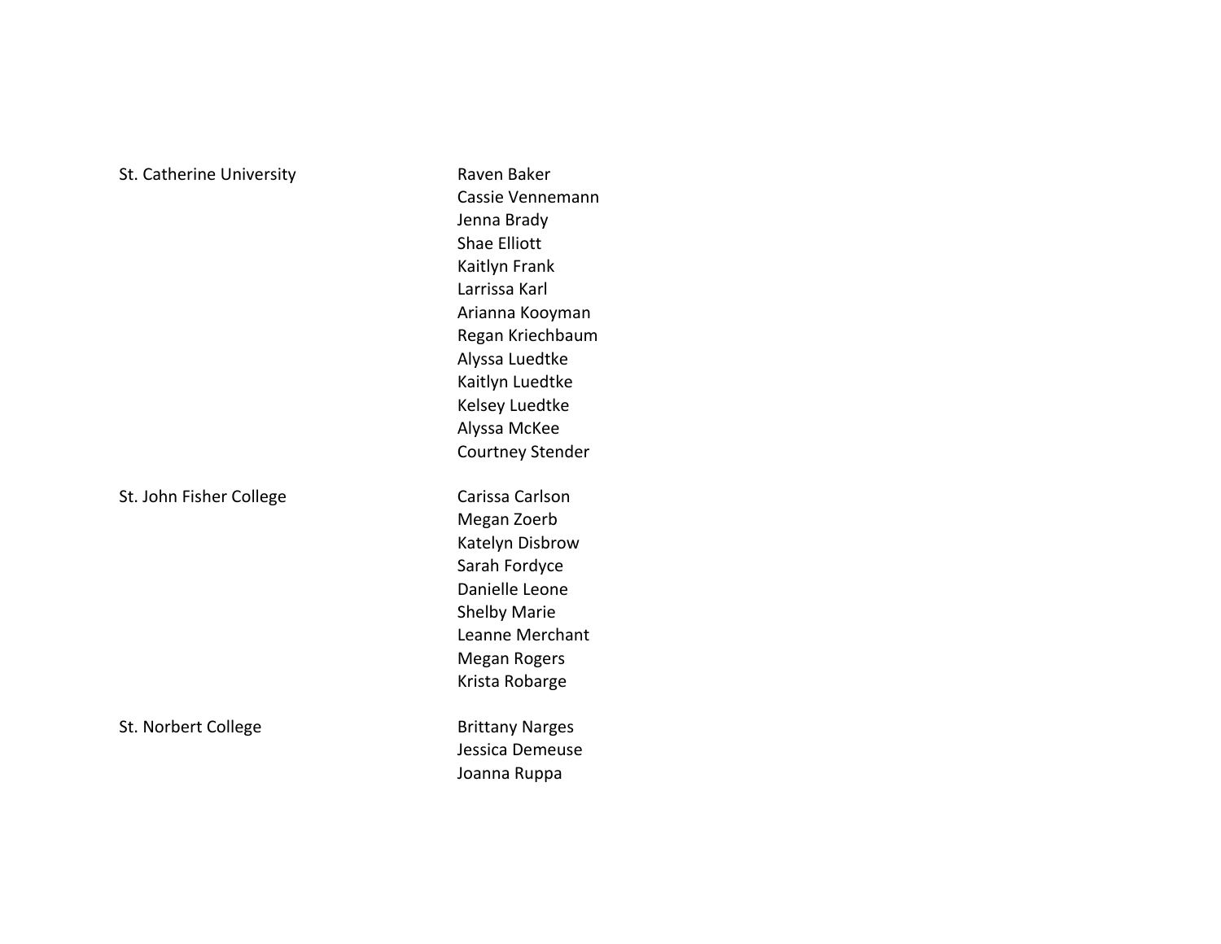| | |
|---|---|
| St. Catherine University | Raven Baker |
| | Cassie Vennemann |
| | Jenna Brady |
| | Shae Elliott |
| | Kaitlyn Frank |
| | Larrissa Karl |
| | Arianna Kooyman |
| | Regan Kriechbaum |
| | Alyssa Luedtke |
| | Kaitlyn Luedtke |
| | Kelsey Luedtke |
| | Alyssa McKee |
| | Courtney Stender |
| St. John Fisher College | Carissa Carlson |
| | Megan Zoerb |
| | Katelyn Disbrow |
| | Sarah Fordyce |
| | Danielle Leone |
| | Shelby Marie |
| | Leanne Merchant |
| | Megan Rogers |
| | Krista Robarge |
| St. Norbert College | Brittany Narges |
| | Jessica Demeuse |
| | Joanna Ruppa |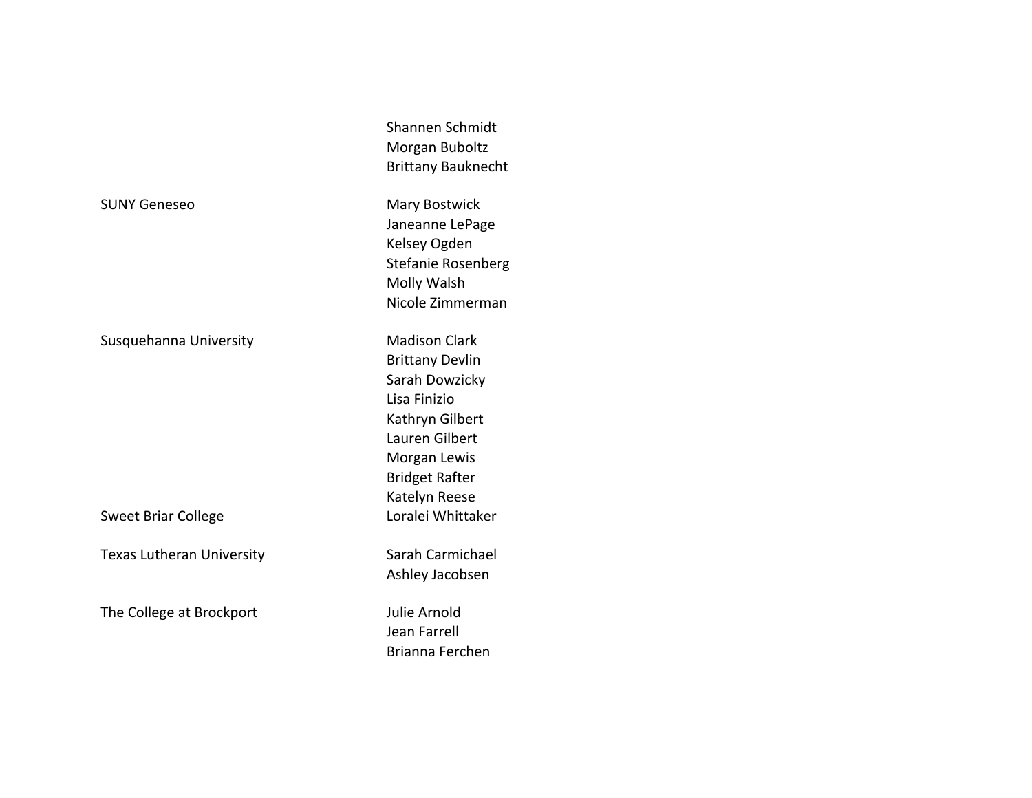| | |
|---|---|
| | Shannen Schmidt |
| | Morgan Buboltz |
| | Brittany Bauknecht |
| SUNY Geneseo | Mary Bostwick |
| | Janeanne LePage |
| | Kelsey Ogden |
| | Stefanie Rosenberg |
| | Molly Walsh |
| | Nicole Zimmerman |
| Susquehanna University | Madison Clark |
| | Brittany Devlin |
| | Sarah Dowzicky |
| | Lisa Finizio |
| | Kathryn Gilbert |
| | Lauren Gilbert |
| | Morgan Lewis |
| | Bridget Rafter |
| | Katelyn Reese |
| Sweet Briar College | Loralei Whittaker |
| Texas Lutheran University | Sarah Carmichael |
| | Ashley Jacobsen |
| The College at Brockport | Julie Arnold |
| | Jean Farrell |
| | Brianna Ferchen |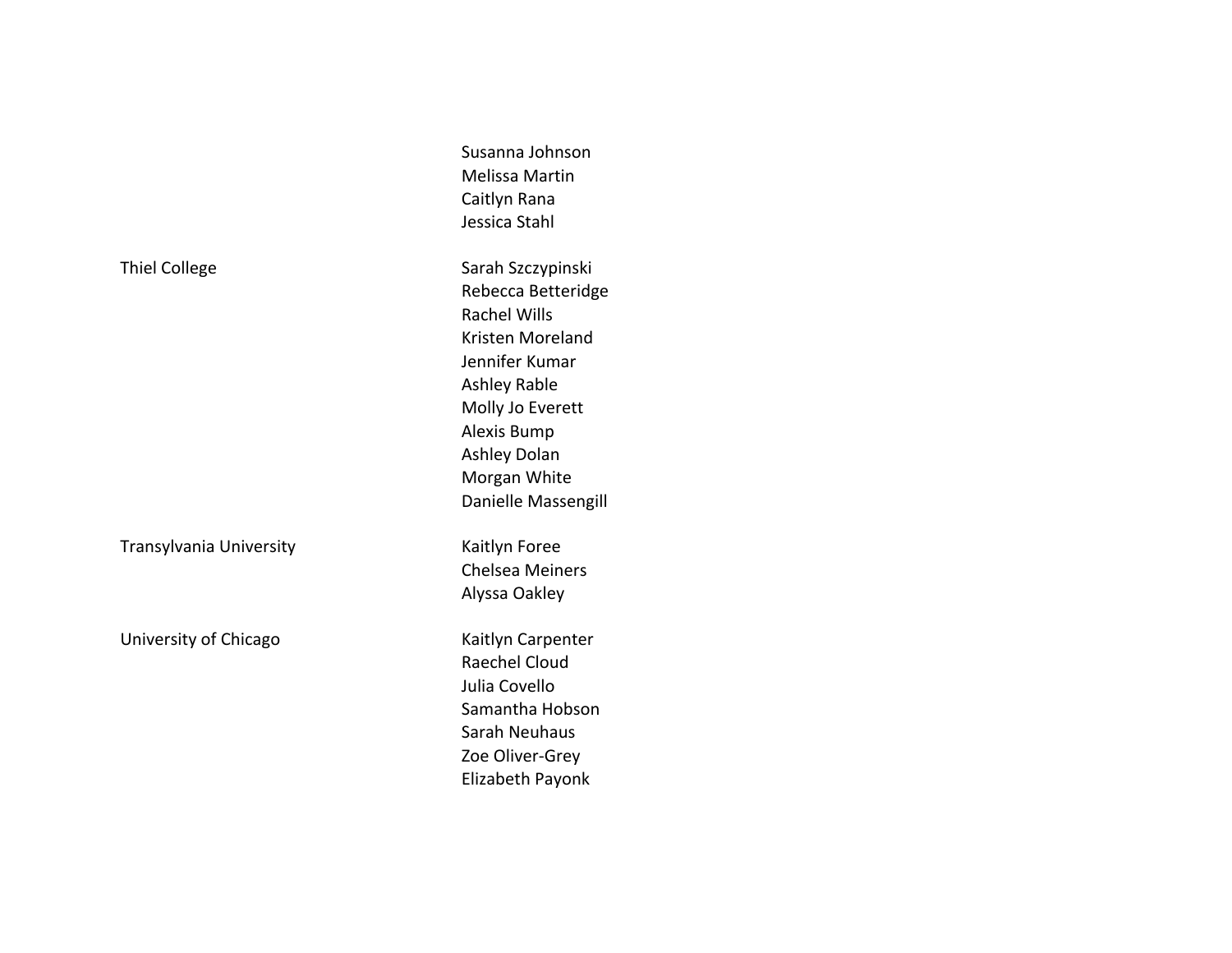| | |
|---|---|
| | Susanna Johnson |
| | Melissa Martin |
| | Caitlyn Rana |
| | Jessica Stahl |
| Thiel College | Sarah Szczypinski |
| | Rebecca Betteridge |
| | Rachel Wills |
| | Kristen Moreland |
| | Jennifer Kumar |
| | Ashley Rable |
| | Molly Jo Everett |
| | Alexis Bump |
| | Ashley Dolan |
| | Morgan White |
| | Danielle Massengill |
| Transylvania University | Kaitlyn Foree |
| | Chelsea Meiners |
| | Alyssa Oakley |
| University of Chicago | Kaitlyn Carpenter |
| | Raechel Cloud |
| | Julia Covello |
| | Samantha Hobson |
| | Sarah Neuhaus |
| | Zoe Oliver-Grey |
| | Elizabeth Payonk |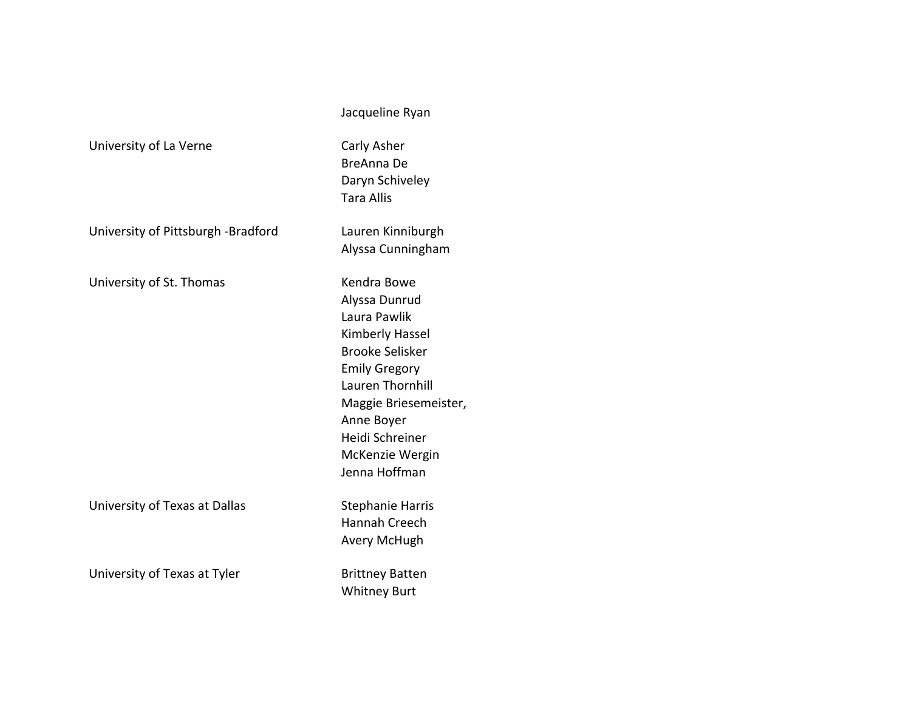| | |
|---|---|
| | Jacqueline Ryan |
| University of La Verne | Carly Asher<br>BreAnna De<br>Daryn Schiveley<br>Tara Allis |
| University of Pittsburgh -Bradford | Lauren Kinniburgh<br>Alyssa Cunningham |
| University of St. Thomas | Kendra Bowe<br>Alyssa Dunrud<br>Laura Pawlik<br>Kimberly Hassel<br>Brooke Selisker<br>Emily Gregory<br>Lauren Thornhill<br>Maggie Briesemeister,<br>Anne Boyer<br>Heidi Schreiner<br>McKenzie Wergin<br>Jenna Hoffman |
| University of Texas at Dallas | Stephanie Harris<br>Hannah Creech<br>Avery McHugh |
| University of Texas at Tyler | Brittney Batten<br>Whitney Burt |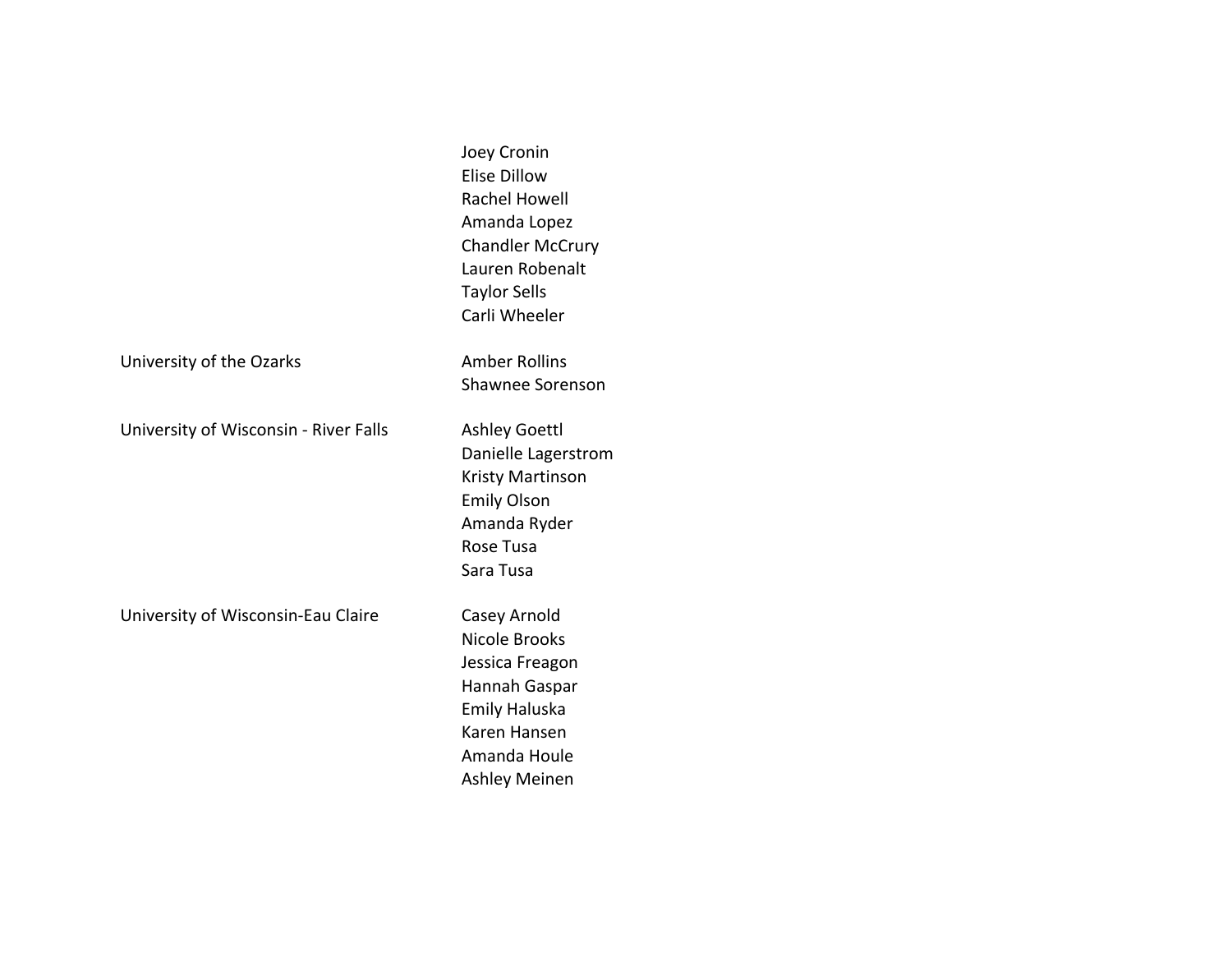| | |
|---|---|
| | Joey Cronin |
| | Elise Dillow |
| | Rachel Howell |
| | Amanda Lopez |
| | Chandler McCrury |
| | Lauren Robenalt |
| | Taylor Sells |
| | Carli Wheeler |
| University of the Ozarks | Amber Rollins |
| | Shawnee Sorenson |
| University of Wisconsin - River Falls | Ashley Goettl |
| | Danielle Lagerstrom |
| | Kristy Martinson |
| | Emily Olson |
| | Amanda Ryder |
| | Rose Tusa |
| | Sara Tusa |
| University of Wisconsin-Eau Claire | Casey Arnold |
| | Nicole Brooks |
| | Jessica Freagon |
| | Hannah Gaspar |
| | Emily Haluska |
| | Karen Hansen |
| | Amanda Houle |
| | Ashley Meinen |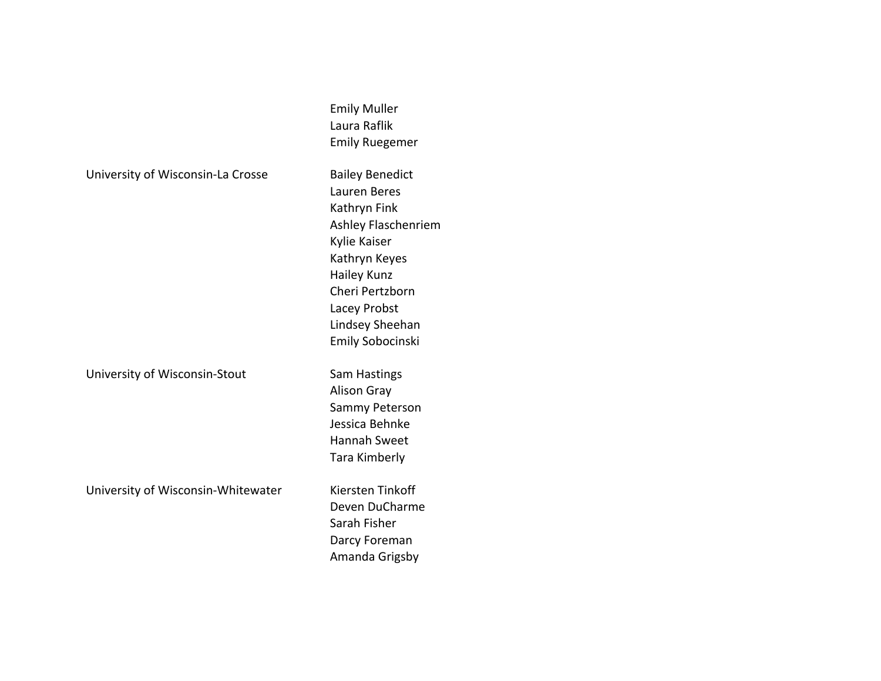| | |
|---|---|
| | Emily Muller |
| | Laura Raflik |
| | Emily Ruegemer |
| University of Wisconsin-La Crosse | Bailey Benedict |
| | Lauren Beres |
| | Kathryn Fink |
| | Ashley Flaschenriem |
| | Kylie Kaiser |
| | Kathryn Keyes |
| | Hailey Kunz |
| | Cheri Pertzborn |
| | Lacey Probst |
| | Lindsey Sheehan |
| | Emily Sobocinski |
| University of Wisconsin-Stout | Sam Hastings |
| | Alison Gray |
| | Sammy Peterson |
| | Jessica Behnke |
| | Hannah Sweet |
| | Tara Kimberly |
| University of Wisconsin-Whitewater | Kiersten Tinkoff |
| | Deven DuCharme |
| | Sarah Fisher |
| | Darcy Foreman |
| | Amanda Grigsby |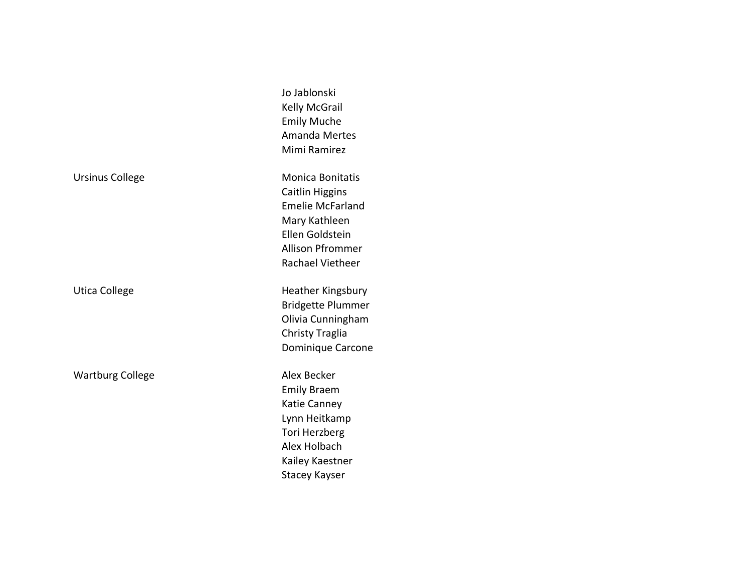| | |
|---|---|
| | Jo Jablonski |
| | Kelly McGrail |
| | Emily Muche |
| | Amanda Mertes |
| | Mimi Ramirez |
| Ursinus College | Monica Bonitatis |
| | Caitlin Higgins |
| | Emelie McFarland |
| | Mary Kathleen |
| | Ellen Goldstein |
| | Allison Pfrommer |
| | Rachael Vietheer |
| Utica College | Heather Kingsbury |
| | Bridgette Plummer |
| | Olivia Cunningham |
| | Christy Traglia |
| | Dominique Carcone |
| Wartburg College | Alex Becker |
| | Emily Braem |
| | Katie Canney |
| | Lynn Heitkamp |
| | Tori Herzberg |
| | Alex Holbach |
| | Kailey Kaestner |
| | Stacey Kayser |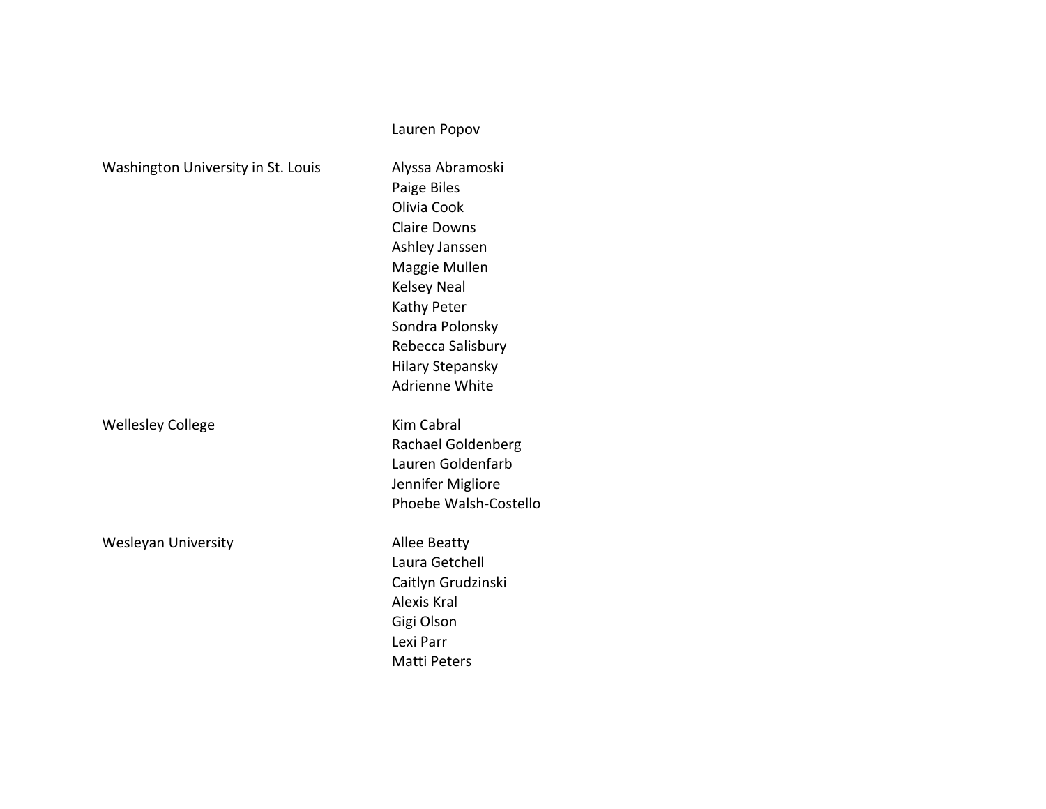| | |
|---|---|
| | Lauren Popov |
| Washington University in St. Louis | Alyssa Abramoski |
| | Paige Biles |
| | Olivia Cook |
| | Claire Downs |
| | Ashley Janssen |
| | Maggie Mullen |
| | Kelsey Neal |
| | Kathy Peter |
| | Sondra Polonsky |
| | Rebecca Salisbury |
| | Hilary Stepansky |
| | Adrienne White |
| Wellesley College | Kim Cabral |
| | Rachael Goldenberg |
| | Lauren Goldenfarb |
| | Jennifer Migliore |
| | Phoebe Walsh-Costello |
| Wesleyan University | Allee Beatty |
| | Laura Getchell |
| | Caitlyn Grudzinski |
| | Alexis Kral |
| | Gigi Olson |
| | Lexi Parr |
| | Matti Peters |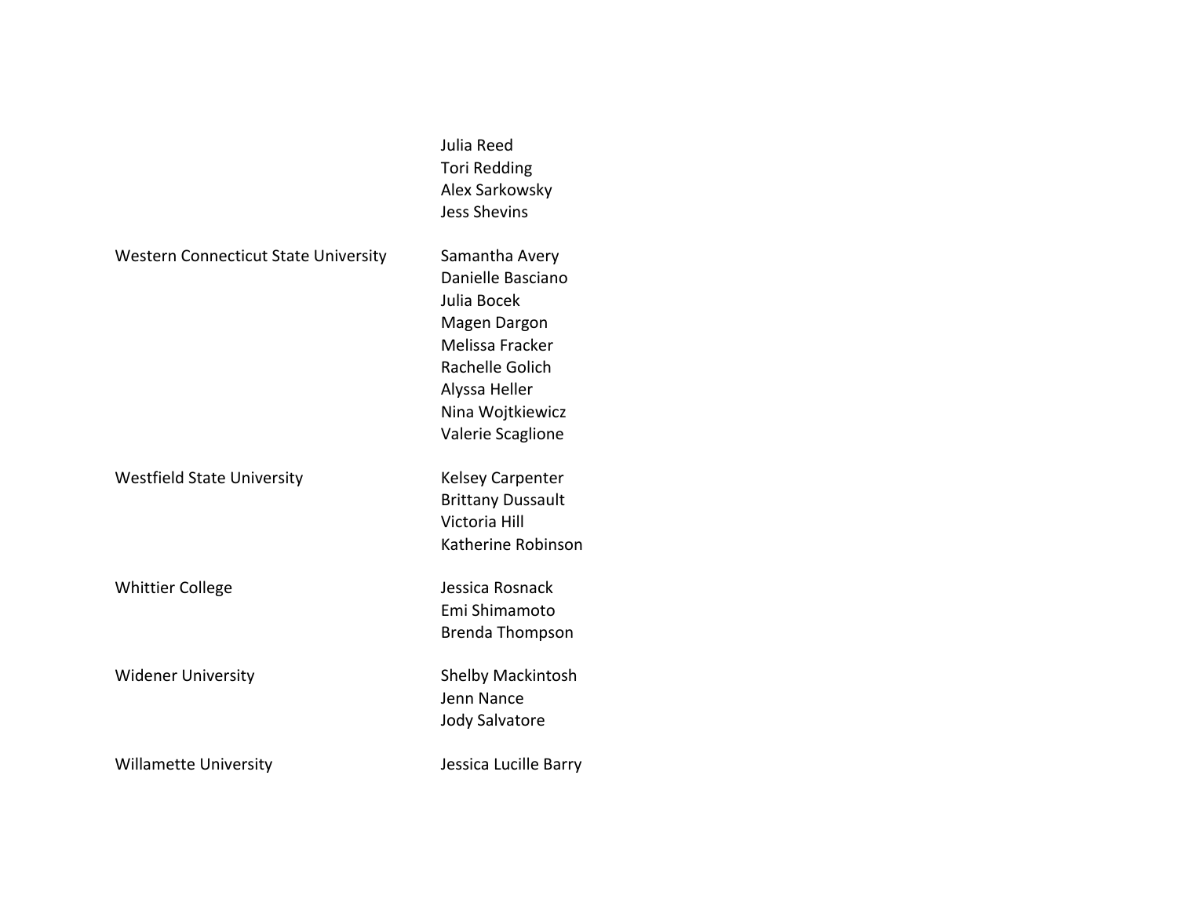| | |
|---|---|
| | Julia Reed |
| | Tori Redding |
| | Alex Sarkowsky |
| | Jess Shevins |
| Western Connecticut State University | Samantha Avery |
| | Danielle Basciano |
| | Julia Bocek |
| | Magen Dargon |
| | Melissa Fracker |
| | Rachelle Golich |
| | Alyssa Heller |
| | Nina Wojtkiewicz |
| | Valerie Scaglione |
| Westfield State University | Kelsey Carpenter |
| | Brittany Dussault |
| | Victoria Hill |
| | Katherine Robinson |
| Whittier College | Jessica Rosnack |
| | Emi Shimamoto |
| | Brenda Thompson |
| Widener University | Shelby Mackintosh |
| | Jenn Nance |
| | Jody Salvatore |
| Willamette University | Jessica Lucille Barry |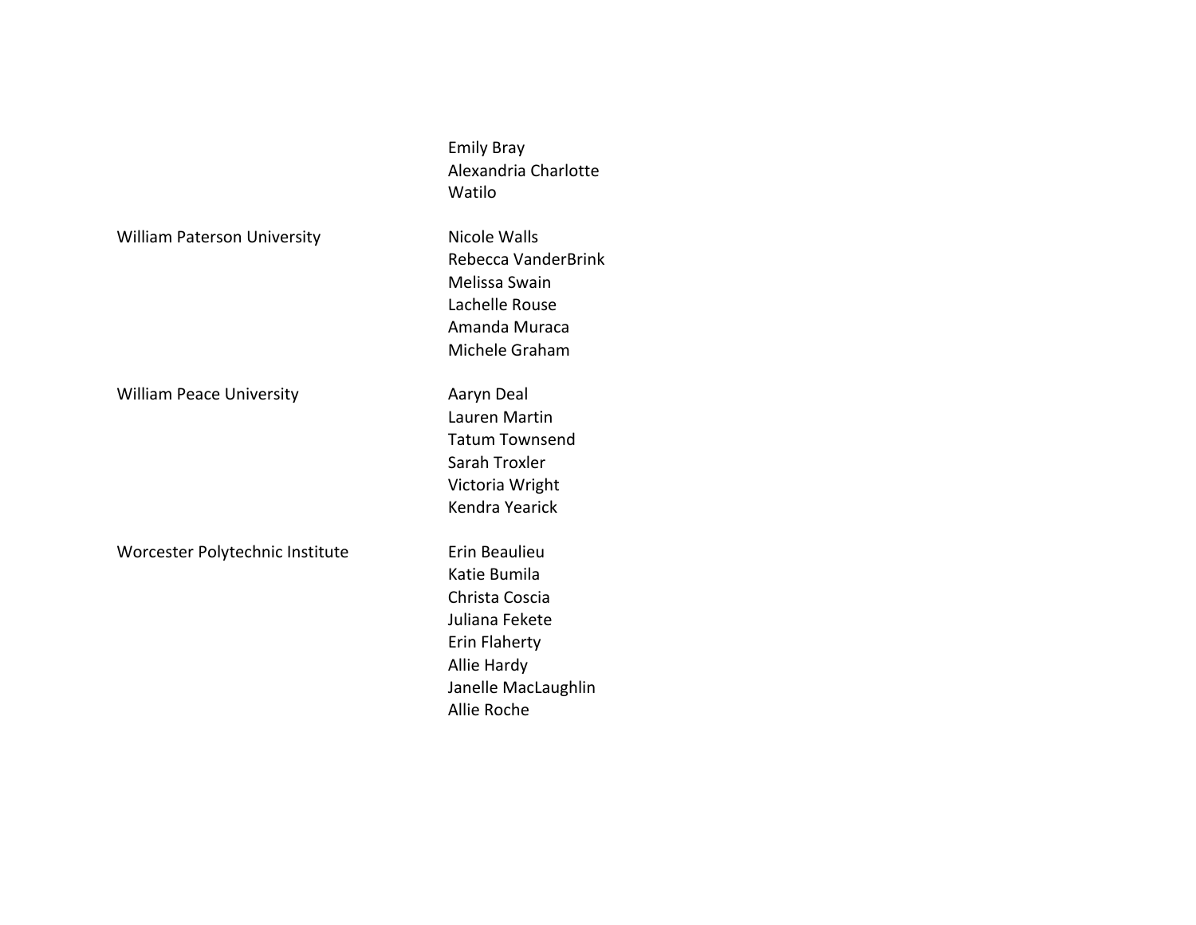| | |
|---|---|
| | Emily Bray<br>Alexandria Charlotte Watilo |
| William Paterson University | Nicole Walls<br>Rebecca VanderBrink<br>Melissa Swain<br>Lachelle Rouse<br>Amanda Muraca<br>Michele Graham |
| William Peace University | Aaryn Deal<br>Lauren Martin<br>Tatum Townsend<br>Sarah Troxler<br>Victoria Wright<br>Kendra Yearick |
| Worcester Polytechnic Institute | Erin Beaulieu<br>Katie Bumila<br>Christa Coscia<br>Juliana Fekete<br>Erin Flaherty<br>Allie Hardy<br>Janelle MacLaughlin<br>Allie Roche |